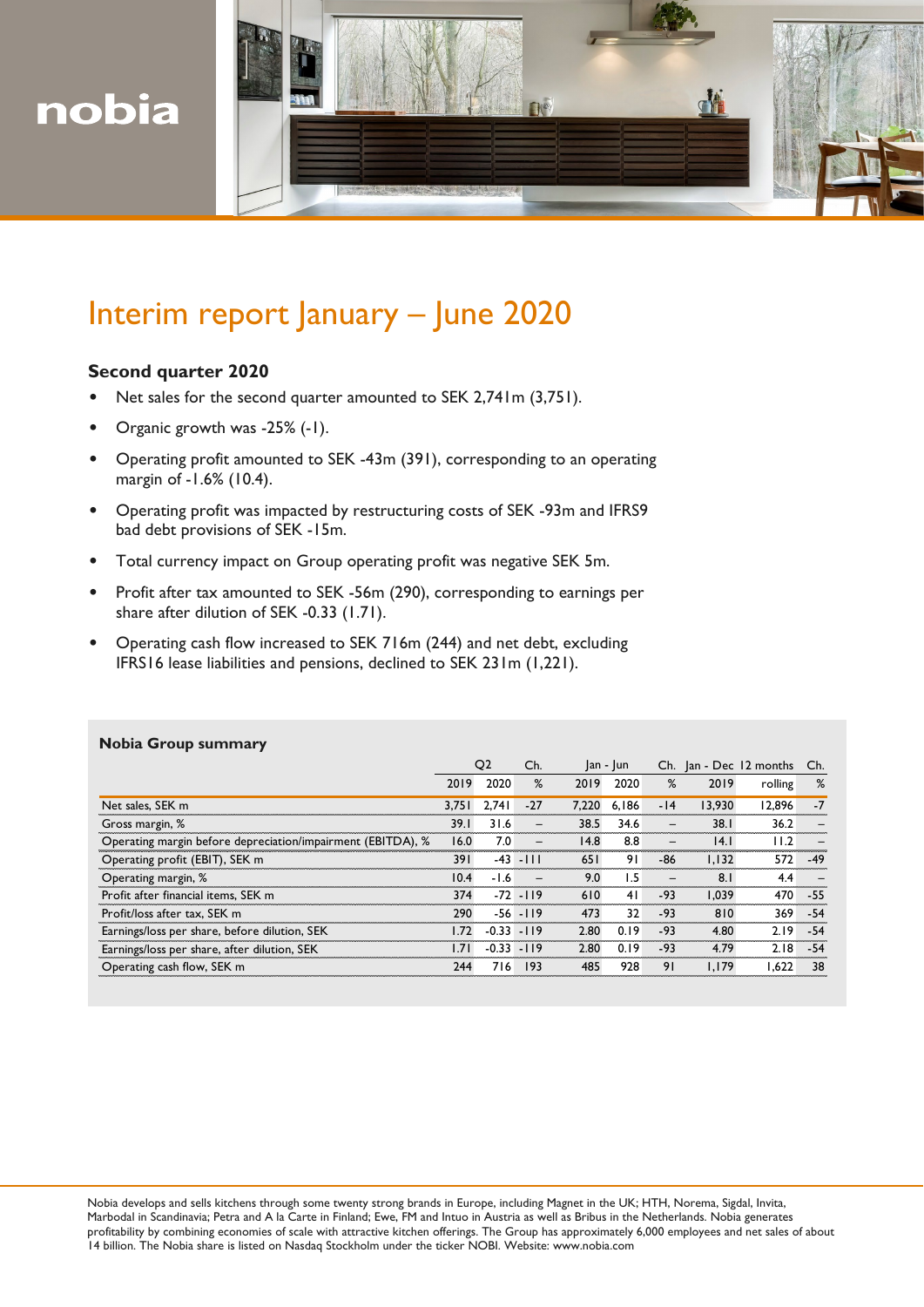nobia

# Interim report January – June 2020

## Second quarter 2020

- Net sales for the second quarter amounted to SEK 2,741m (3,751).
- Organic growth was -25% (-1).
- Operating profit amounted to SEK -43m (391), corresponding to an operating margin of -1.6% (10.4).
- Operating profit was impacted by restructuring costs of SEK -93m and IFRS9 bad debt provisions of SEK -15m.
- Total currency impact on Group operating profit was negative SEK 5m.
- Profit after tax amounted to SEK -56m (290), corresponding to earnings per share after dilution of SEK -0.33 (1.71).
- Operating cash flow increased to SEK 716m (244) and net debt, excluding IFRS16 lease liabilities and pensions, declined to SEK 231m (1,221).

**Nobia Group summary**

| | Q2 | | Ch. | Jan - Jun | | Ch. | Jan - Dec | 12 months | Ch. |
|---|---|---|---|---|---|---|---|---|---|
| | 2019 | 2020 | % | 2019 | 2020 | % | 2019 | rolling | % |
| Net sales, SEK m | 3,751 | 2,741 | -27 | 7,220 | 6,186 | -14 | 13,930 | 12,896 | -7 |
| Gross margin, % | 39.1 | 31.6 | – | 38.5 | 34.6 | – | 38.1 | 36.2 | – |
| Operating margin before depreciation/impairment (EBITDA), % | 16.0 | 7.0 | – | 14.8 | 8.8 | – | 14.1 | 11.2 | – |
| Operating profit (EBIT), SEK m | 391 | -43 | -111 | 651 | 91 | -86 | 1,132 | 572 | -49 |
| Operating margin, % | 10.4 | -1.6 | – | 9.0 | 1.5 | – | 8.1 | 4.4 | – |
| Profit after financial items, SEK m | 374 | -72 | -119 | 610 | 41 | -93 | 1,039 | 470 | -55 |
| Profit/loss after tax, SEK m | 290 | -56 | -119 | 473 | 32 | -93 | 810 | 369 | -54 |
| Earnings/loss per share, before dilution, SEK | 1.72 | -0.33 | -119 | 2.80 | 0.19 | -93 | 4.80 | 2.19 | -54 |
| Earnings/loss per share, after dilution, SEK | 1.71 | -0.33 | -119 | 2.80 | 0.19 | -93 | 4.79 | 2.18 | -54 |
| Operating cash flow, SEK m | 244 | 716 | 193 | 485 | 928 | 91 | 1,179 | 1,622 | 38 |

Nobia develops and sells kitchens through some twenty strong brands in Europe, including Magnet in the UK; HTH, Norema, Sigdal, Invita, Marbodal in Scandinavia; Petra and A la Carte in Finland; Ewe, FM and Intuo in Austria as well as Bribus in the Netherlands. Nobia generates profitability by combining economies of scale with attractive kitchen offerings. The Group has approximately 6,000 employees and net sales of about 14 billion. The Nobia share is listed on Nasdaq Stockholm under the ticker NOBI. Website: www.nobia.com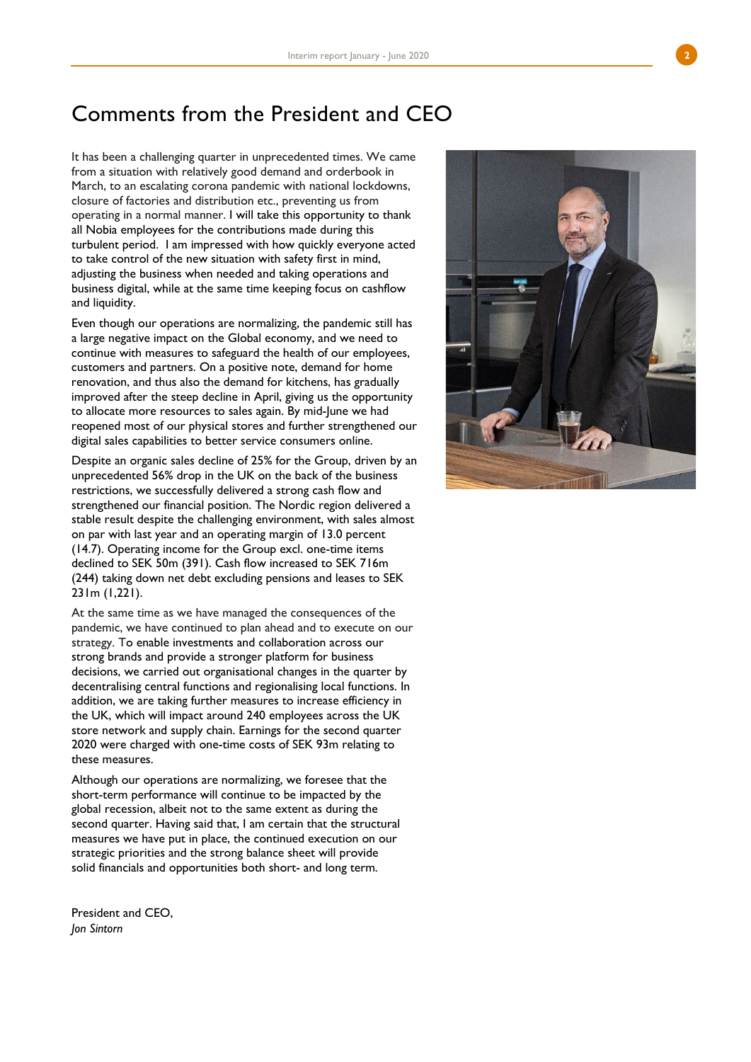# Comments from the President and CEO

It has been a challenging quarter in unprecedented times. We came from a situation with relatively good demand and orderbook in March, to an escalating corona pandemic with national lockdowns, closure of factories and distribution etc., preventing us from operating in a normal manner. I will take this opportunity to thank all Nobia employees for the contributions made during this turbulent period. I am impressed with how quickly everyone acted to take control of the new situation with safety first in mind, adjusting the business when needed and taking operations and business digital, while at the same time keeping focus on cashflow and liquidity.

Even though our operations are normalizing, the pandemic still has a large negative impact on the Global economy, and we need to continue with measures to safeguard the health of our employees, customers and partners. On a positive note, demand for home renovation, and thus also the demand for kitchens, has gradually improved after the steep decline in April, giving us the opportunity to allocate more resources to sales again. By mid-June we had reopened most of our physical stores and further strengthened our digital sales capabilities to better service consumers online.

Despite an organic sales decline of 25% for the Group, driven by an unprecedented 56% drop in the UK on the back of the business restrictions, we successfully delivered a strong cash flow and strengthened our financial position. The Nordic region delivered a stable result despite the challenging environment, with sales almost on par with last year and an operating margin of 13.0 percent (14.7). Operating income for the Group excl. one-time items declined to SEK 50m (391). Cash flow increased to SEK 716m (244) taking down net debt excluding pensions and leases to SEK 231m (1,221).

At the same time as we have managed the consequences of the pandemic, we have continued to plan ahead and to execute on our strategy. To enable investments and collaboration across our strong brands and provide a stronger platform for business decisions, we carried out organisational changes in the quarter by decentralising central functions and regionalising local functions. In addition, we are taking further measures to increase efficiency in the UK, which will impact around 240 employees across the UK store network and supply chain. Earnings for the second quarter 2020 were charged with one-time costs of SEK 93m relating to these measures.

Although our operations are normalizing, we foresee that the short-term performance will continue to be impacted by the global recession, albeit not to the same extent as during the second quarter. Having said that, I am certain that the structural measures we have put in place, the continued execution on our strategic priorities and the strong balance sheet will provide solid financials and opportunities both short- and long term.

President and CEO,
*Jon Sintorn*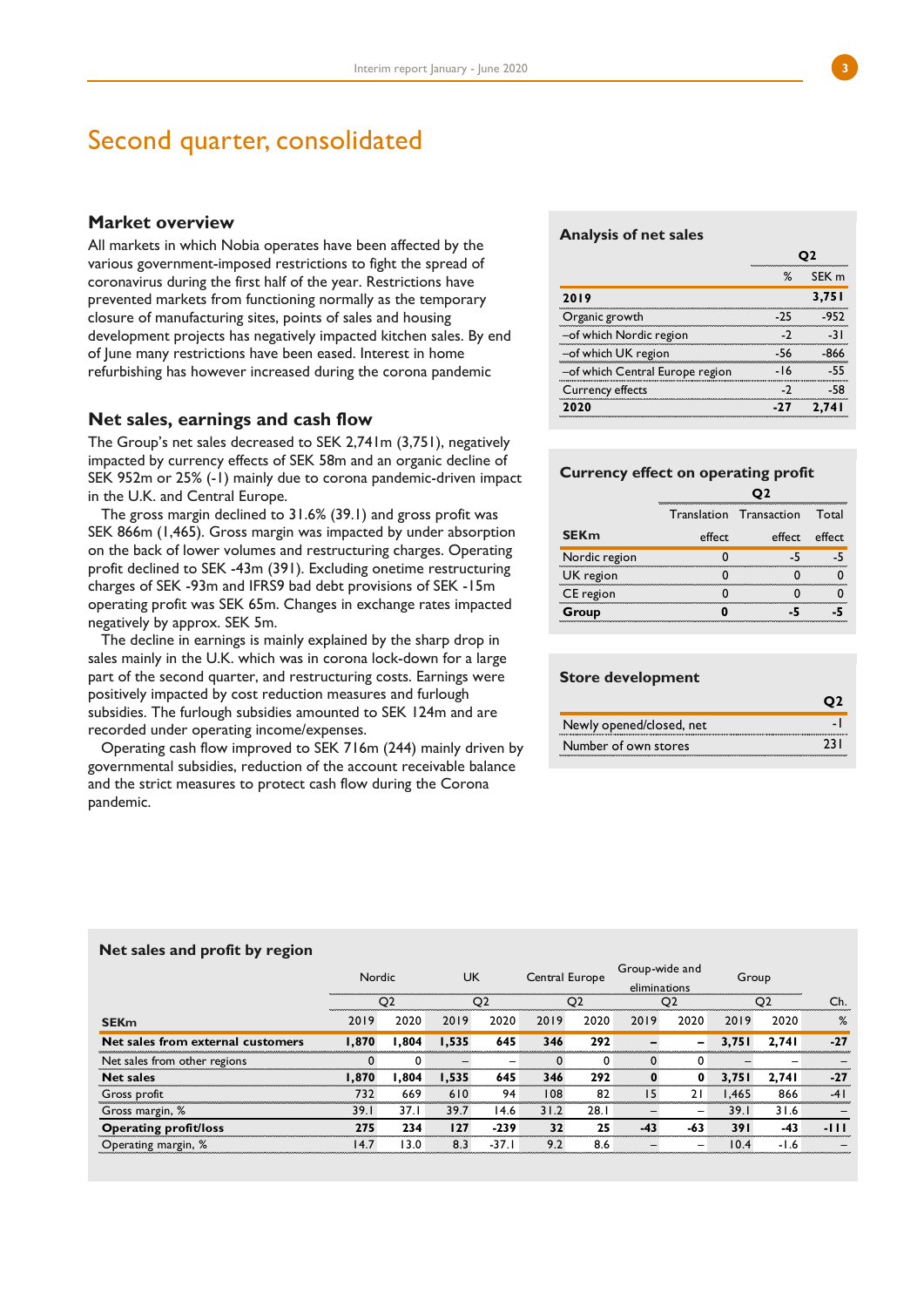# Second quarter, consolidated

## Market overview

All markets in which Nobia operates have been affected by the various government-imposed restrictions to fight the spread of coronavirus during the first half of the year. Restrictions have prevented markets from functioning normally as the temporary closure of manufacturing sites, points of sales and housing development projects has negatively impacted kitchen sales. By end of June many restrictions have been eased. Interest in home refurbishing has however increased during the corona pandemic

## Net sales, earnings and cash flow

The Group's net sales decreased to SEK 2,741m (3,751), negatively impacted by currency effects of SEK 58m and an organic decline of SEK 952m or 25% (-1) mainly due to corona pandemic-driven impact in the U.K. and Central Europe.

The gross margin declined to 31.6% (39.1) and gross profit was SEK 866m (1,465). Gross margin was impacted by under absorption on the back of lower volumes and restructuring charges. Operating profit declined to SEK -43m (391). Excluding onetime restructuring charges of SEK -93m and IFRS9 bad debt provisions of SEK -15m operating profit was SEK 65m. Changes in exchange rates impacted negatively by approx. SEK 5m.

The decline in earnings is mainly explained by the sharp drop in sales mainly in the U.K. which was in corona lock-down for a large part of the second quarter, and restructuring costs. Earnings were positively impacted by cost reduction measures and furlough subsidies. The furlough subsidies amounted to SEK 124m and are recorded under operating income/expenses.

Operating cash flow improved to SEK 716m (244) mainly driven by governmental subsidies, reduction of the account receivable balance and the strict measures to protect cash flow during the Corona pandemic.

### Analysis of net sales

| | Q2 | |
|---|---|---|
| | % | SEK m |
| **2019** | | **3,751** |
| Organic growth | -25 | -952 |
| –of which Nordic region | -2 | -31 |
| –of which UK region | -56 | -866 |
| –of which Central Europe region | -16 | -55 |
| Currency effects | -2 | -58 |
| **2020** | **-27** | **2,741** |

### Currency effect on operating profit

| | Q2 | | |
|---|---|---|---|
| **SEKm** | Translation effect | Transaction effect | Total effect |
| Nordic region | 0 | -5 | -5 |
| UK region | 0 | 0 | 0 |
| CE region | 0 | 0 | 0 |
| **Group** | **0** | **-5** | **-5** |

### Store development

| | Q2 |
|---|---|
| Newly opened/closed, net | -1 |
| Number of own stores | 231 |

### Net sales and profit by region

| | Nordic | | UK | | Central Europe | | Group-wide and eliminations | | Group | | |
|---|---|---|---|---|---|---|---|---|---|---|---|
| | Q2 | | Q2 | | Q2 | | Q2 | | Q2 | | Ch. |
| **SEKm** | 2019 | 2020 | 2019 | 2020 | 2019 | 2020 | 2019 | 2020 | 2019 | 2020 | % |
| **Net sales from external customers** | **1,870** | **1,804** | **1,535** | **645** | **346** | **292** | **–** | **–** | **3,751** | **2,741** | **-27** |
| Net sales from other regions | 0 | 0 | – | – | 0 | 0 | 0 | 0 | – | – | – |
| **Net sales** | **1,870** | **1,804** | **1,535** | **645** | **346** | **292** | **0** | **0** | **3,751** | **2,741** | **-27** |
| Gross profit | 732 | 669 | 610 | 94 | 108 | 82 | 15 | 21 | 1,465 | 866 | -41 |
| Gross margin, % | 39.1 | 37.1 | 39.7 | 14.6 | 31.2 | 28.1 | – | – | 39.1 | 31.6 | – |
| **Operating profit/loss** | **275** | **234** | **127** | **-239** | **32** | **25** | **-43** | **-63** | **391** | **-43** | **-111** |
| Operating margin, % | 14.7 | 13.0 | 8.3 | -37.1 | 9.2 | 8.6 | – | – | 10.4 | -1.6 | – |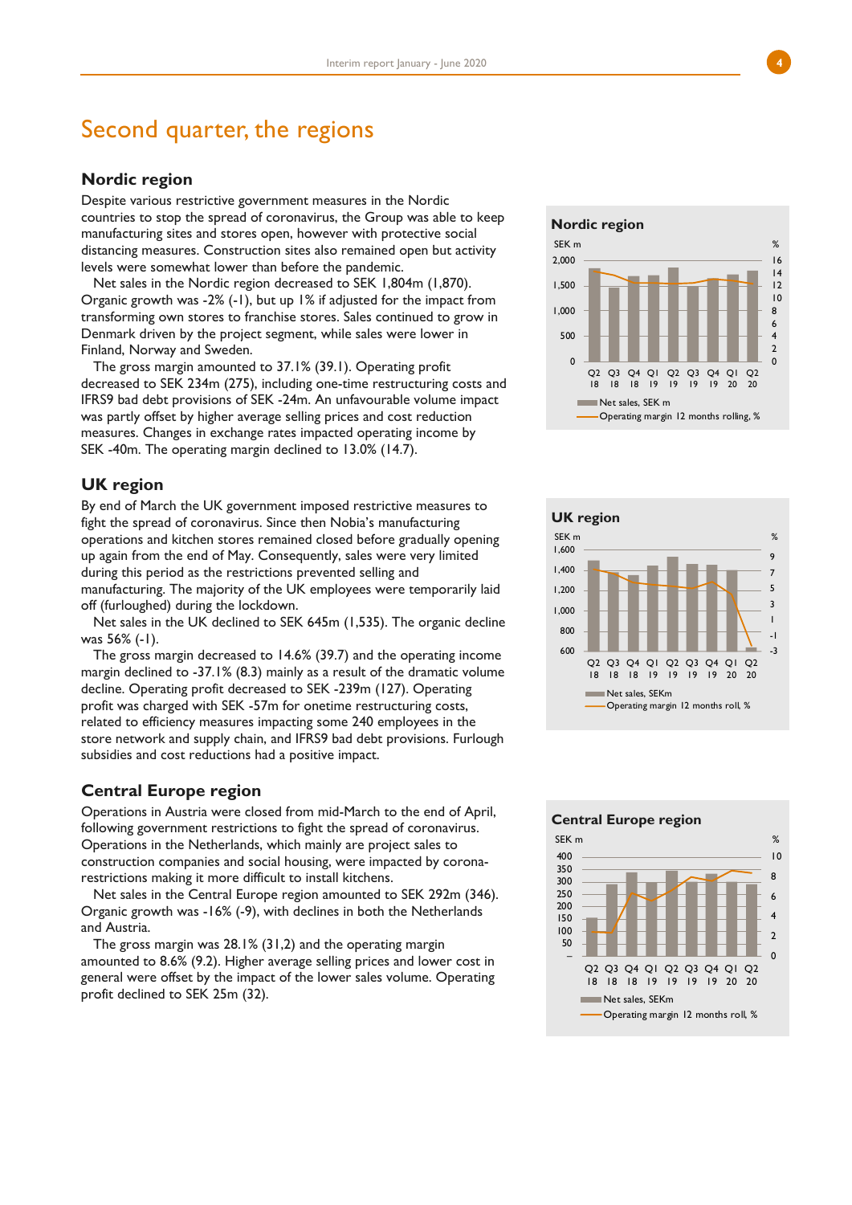# Second quarter, the regions

## Nordic region

Despite various restrictive government measures in the Nordic countries to stop the spread of coronavirus, the Group was able to keep manufacturing sites and stores open, however with protective social distancing measures. Construction sites also remained open but activity levels were somewhat lower than before the pandemic.

Net sales in the Nordic region decreased to SEK 1,804m (1,870). Organic growth was -2% (-1), but up 1% if adjusted for the impact from transforming own stores to franchise stores. Sales continued to grow in Denmark driven by the project segment, while sales were lower in Finland, Norway and Sweden.

The gross margin amounted to 37.1% (39.1). Operating profit decreased to SEK 234m (275), including one-time restructuring costs and IFRS9 bad debt provisions of SEK -24m. An unfavourable volume impact was partly offset by higher average selling prices and cost reduction measures. Changes in exchange rates impacted operating income by SEK -40m. The operating margin declined to 13.0% (14.7).

## UK region

By end of March the UK government imposed restrictive measures to fight the spread of coronavirus. Since then Nobia's manufacturing operations and kitchen stores remained closed before gradually opening up again from the end of May. Consequently, sales were very limited during this period as the restrictions prevented selling and manufacturing. The majority of the UK employees were temporarily laid off (furloughed) during the lockdown.

Net sales in the UK declined to SEK 645m (1,535). The organic decline was 56% (-1).

The gross margin decreased to 14.6% (39.7) and the operating income margin declined to -37.1% (8.3) mainly as a result of the dramatic volume decline. Operating profit decreased to SEK -239m (127). Operating profit was charged with SEK -57m for onetime restructuring costs, related to efficiency measures impacting some 240 employees in the store network and supply chain, and IFRS9 bad debt provisions. Furlough subsidies and cost reductions had a positive impact.

## Central Europe region

Operations in Austria were closed from mid-March to the end of April, following government restrictions to fight the spread of coronavirus. Operations in the Netherlands, which mainly are project sales to construction companies and social housing, were impacted by corona-restrictions making it more difficult to install kitchens.

Net sales in the Central Europe region amounted to SEK 292m (346). Organic growth was -16% (-9), with declines in both the Netherlands and Austria.

The gross margin was 28.1% (31,2) and the operating margin amounted to 8.6% (9.2). Higher average selling prices and lower cost in general were offset by the impact of the lower sales volume. Operating profit declined to SEK 25m (32).

**Nordic region**

SEK m / %

Q2 18, Q3 18, Q4 18, Q1 19, Q2 19, Q3 19, Q4 19, Q1 20, Q2 20

Net sales, SEK m — Operating margin 12 months rolling, %

**UK region**

SEK m / %

Q2 18, Q3 18, Q4 18, Q1 19, Q2 19, Q3 19, Q4 19, Q1 20, Q2 20

Net sales, SEKm — Operating margin 12 months roll, %

**Central Europe region**

SEK m / %

Q2 18, Q3 18, Q4 18, Q1 19, Q2 19, Q3 19, Q4 19, Q1 20, Q2 20

Net sales, SEKm — Operating margin 12 months roll, %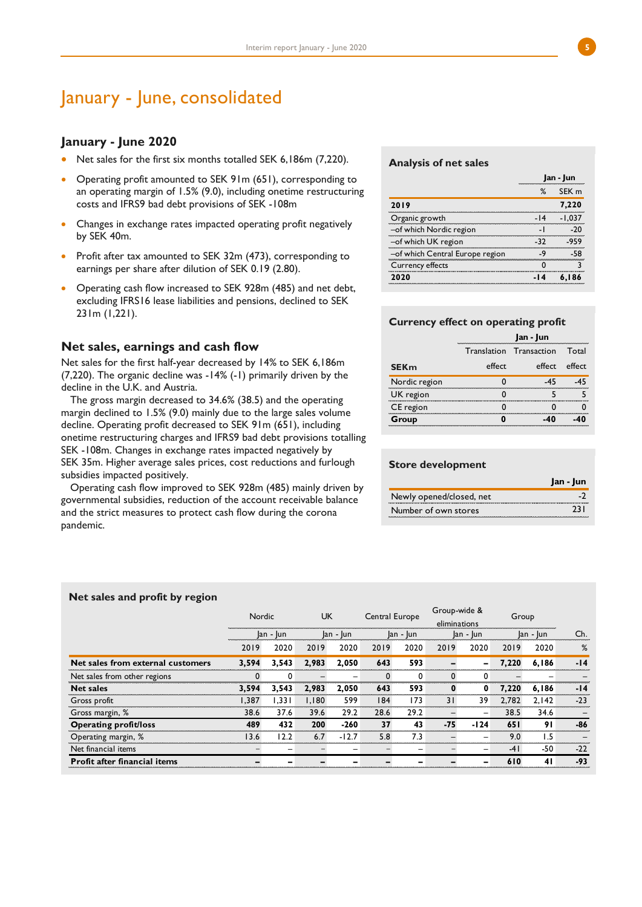# January - June, consolidated

## January - June 2020

- Net sales for the first six months totalled SEK 6,186m (7,220).
- Operating profit amounted to SEK 91m (651), corresponding to an operating margin of 1.5% (9.0), including onetime restructuring costs and IFRS9 bad debt provisions of SEK -108m
- Changes in exchange rates impacted operating profit negatively by SEK 40m.
- Profit after tax amounted to SEK 32m (473), corresponding to earnings per share after dilution of SEK 0.19 (2.80).
- Operating cash flow increased to SEK 928m (485) and net debt, excluding IFRS16 lease liabilities and pensions, declined to SEK 231m (1,221).

## Net sales, earnings and cash flow

Net sales for the first half-year decreased by 14% to SEK 6,186m (7,220). The organic decline was -14% (-1) primarily driven by the decline in the U.K. and Austria.

The gross margin decreased to 34.6% (38.5) and the operating margin declined to 1.5% (9.0) mainly due to the large sales volume decline. Operating profit decreased to SEK 91m (651), including onetime restructuring charges and IFRS9 bad debt provisions totalling SEK -108m. Changes in exchange rates impacted negatively by SEK 35m. Higher average sales prices, cost reductions and furlough subsidies impacted positively.

Operating cash flow improved to SEK 928m (485) mainly driven by governmental subsidies, reduction of the account receivable balance and the strict measures to protect cash flow during the corona pandemic.

### Analysis of net sales

| | Jan - Jun | |
|---|---|---|
| | % | SEK m |
| **2019** | | **7,220** |
| Organic growth | -14 | -1,037 |
| –of which Nordic region | -1 | -20 |
| –of which UK region | -32 | -959 |
| –of which Central Europe region | -9 | -58 |
| Currency effects | 0 | 3 |
| **2020** | **-14** | **6,186** |

### Currency effect on operating profit

| | Jan - Jun | | |
|---|---|---|---|
| **SEKm** | Translation effect | Transaction effect | Total effect |
| Nordic region | 0 | -45 | -45 |
| UK region | 0 | 5 | 5 |
| CE region | 0 | 0 | 0 |
| **Group** | **0** | **-40** | **-40** |

### Store development

| | Jan - Jun |
|---|---|
| Newly opened/closed, net | -2 |
| Number of own stores | 231 |

### Net sales and profit by region

| | Nordic | | UK | | Central Europe | | Group-wide & eliminations | | Group | | |
|---|---|---|---|---|---|---|---|---|---|---|---|
| | Jan - Jun | | Jan - Jun | | Jan - Jun | | Jan - Jun | | Jan - Jun | | Ch. |
| | 2019 | 2020 | 2019 | 2020 | 2019 | 2020 | 2019 | 2020 | 2019 | 2020 | % |
| **Net sales from external customers** | **3,594** | **3,543** | **2,983** | **2,050** | **643** | **593** | **–** | **–** | **7,220** | **6,186** | **-14** |
| Net sales from other regions | 0 | 0 | – | – | 0 | 0 | 0 | 0 | – | – | – |
| **Net sales** | **3,594** | **3,543** | **2,983** | **2,050** | **643** | **593** | **0** | **0** | **7,220** | **6,186** | **-14** |
| Gross profit | 1,387 | 1,331 | 1,180 | 599 | 184 | 173 | 31 | 39 | 2,782 | 2,142 | -23 |
| Gross margin, % | 38.6 | 37.6 | 39.6 | 29.2 | 28.6 | 29.2 | – | – | 38.5 | 34.6 | – |
| **Operating profit/loss** | **489** | **432** | **200** | **-260** | **37** | **43** | **-75** | **-124** | **651** | **91** | **-86** |
| Operating margin, % | 13.6 | 12.2 | 6.7 | -12.7 | 5.8 | 7.3 | – | – | 9.0 | 1.5 | – |
| Net financial items | – | – | – | – | – | – | – | – | -41 | -50 | -22 |
| **Profit after financial items** | **–** | **–** | **–** | **–** | **–** | **–** | **–** | **–** | **610** | **41** | **-93** |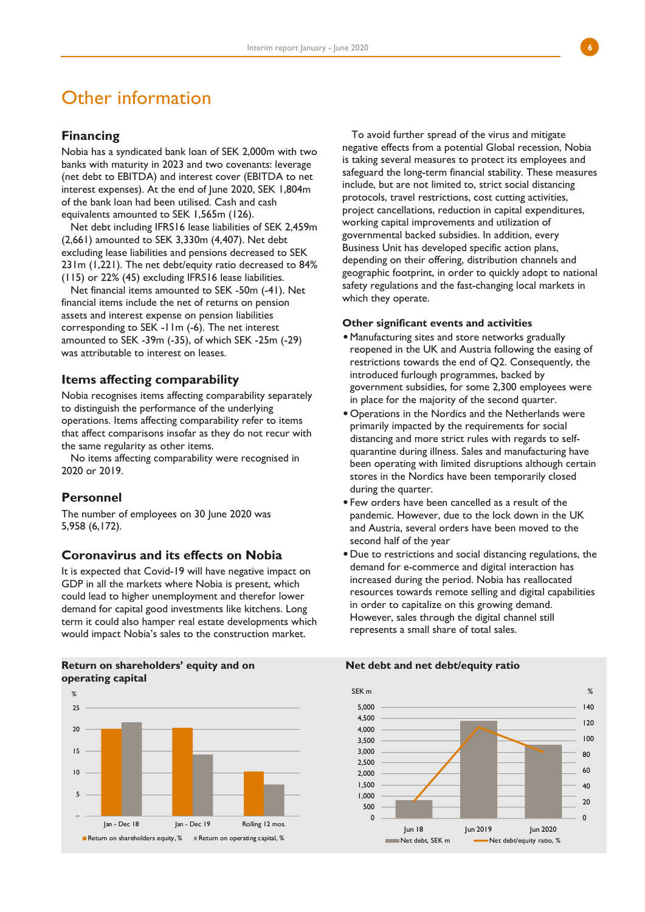# Other information

## Financing

Nobia has a syndicated bank loan of SEK 2,000m with two banks with maturity in 2023 and two covenants: leverage (net debt to EBITDA) and interest cover (EBITDA to net interest expenses). At the end of June 2020, SEK 1,804m of the bank loan had been utilised. Cash and cash equivalents amounted to SEK 1,565m (126).

Net debt including IFRS16 lease liabilities of SEK 2,459m (2,661) amounted to SEK 3,330m (4,407). Net debt excluding lease liabilities and pensions decreased to SEK 231m (1,221). The net debt/equity ratio decreased to 84% (115) or 22% (45) excluding IFRS16 lease liabilities.

Net financial items amounted to SEK -50m (-41). Net financial items include the net of returns on pension assets and interest expense on pension liabilities corresponding to SEK -11m (-6). The net interest amounted to SEK -39m (-35), of which SEK -25m (-29) was attributable to interest on leases.

## Items affecting comparability

Nobia recognises items affecting comparability separately to distinguish the performance of the underlying operations. Items affecting comparability refer to items that affect comparisons insofar as they do not recur with the same regularity as other items.

No items affecting comparability were recognised in 2020 or 2019.

## Personnel

The number of employees on 30 June 2020 was 5,958 (6,172).

## Coronavirus and its effects on Nobia

It is expected that Covid-19 will have negative impact on GDP in all the markets where Nobia is present, which could lead to higher unemployment and therefor lower demand for capital good investments like kitchens. Long term it could also hamper real estate developments which would impact Nobia's sales to the construction market.

To avoid further spread of the virus and mitigate negative effects from a potential Global recession, Nobia is taking several measures to protect its employees and safeguard the long-term financial stability. These measures include, but are not limited to, strict social distancing protocols, travel restrictions, cost cutting activities, project cancellations, reduction in capital expenditures, working capital improvements and utilization of governmental backed subsidies. In addition, every Business Unit has developed specific action plans, depending on their offering, distribution channels and geographic footprint, in order to quickly adopt to national safety regulations and the fast-changing local markets in which they operate.

### Other significant events and activities

- Manufacturing sites and store networks gradually reopened in the UK and Austria following the easing of restrictions towards the end of Q2. Consequently, the introduced furlough programmes, backed by government subsidies, for some 2,300 employees were in place for the majority of the second quarter.
- Operations in the Nordics and the Netherlands were primarily impacted by the requirements for social distancing and more strict rules with regards to self-quarantine during illness. Sales and manufacturing have been operating with limited disruptions although certain stores in the Nordics have been temporarily closed during the quarter.
- Few orders have been cancelled as a result of the pandemic. However, due to the lock down in the UK and Austria, several orders have been moved to the second half of the year
- Due to restrictions and social distancing regulations, the demand for e-commerce and digital interaction has increased during the period. Nobia has reallocated resources towards remote selling and digital capabilities in order to capitalize on this growing demand. However, sales through the digital channel still represents a small share of total sales.

**Return on shareholders' equity and on operating capital**

**Net debt and net debt/equity ratio**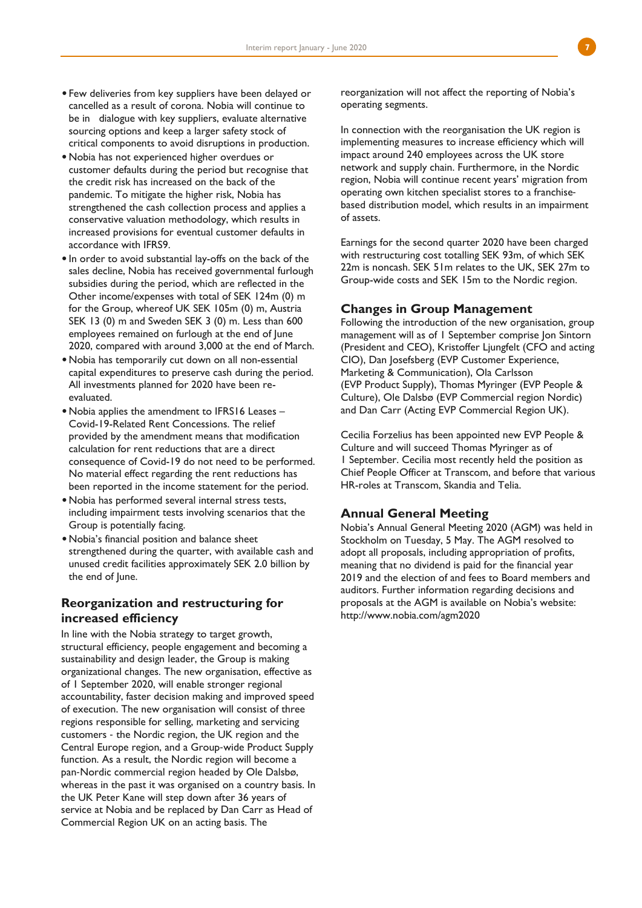- Few deliveries from key suppliers have been delayed or cancelled as a result of corona. Nobia will continue to be in dialogue with key suppliers, evaluate alternative sourcing options and keep a larger safety stock of critical components to avoid disruptions in production.
- Nobia has not experienced higher overdues or customer defaults during the period but recognise that the credit risk has increased on the back of the pandemic. To mitigate the higher risk, Nobia has strengthened the cash collection process and applies a conservative valuation methodology, which results in increased provisions for eventual customer defaults in accordance with IFRS9.
- In order to avoid substantial lay-offs on the back of the sales decline, Nobia has received governmental furlough subsidies during the period, which are reflected in the Other income/expenses with total of SEK 124m (0) m for the Group, whereof UK SEK 105m (0) m, Austria SEK 13 (0) m and Sweden SEK 3 (0) m. Less than 600 employees remained on furlough at the end of June 2020, compared with around 3,000 at the end of March.
- Nobia has temporarily cut down on all non-essential capital expenditures to preserve cash during the period. All investments planned for 2020 have been re-evaluated.
- Nobia applies the amendment to IFRS16 Leases – Covid-19-Related Rent Concessions. The relief provided by the amendment means that modification calculation for rent reductions that are a direct consequence of Covid-19 do not need to be performed. No material effect regarding the rent reductions has been reported in the income statement for the period.
- Nobia has performed several internal stress tests, including impairment tests involving scenarios that the Group is potentially facing.
- Nobia's financial position and balance sheet strengthened during the quarter, with available cash and unused credit facilities approximately SEK 2.0 billion by the end of June.

## Reorganization and restructuring for increased efficiency

In line with the Nobia strategy to target growth, structural efficiency, people engagement and becoming a sustainability and design leader, the Group is making organizational changes. The new organisation, effective as of 1 September 2020, will enable stronger regional accountability, faster decision making and improved speed of execution. The new organisation will consist of three regions responsible for selling, marketing and servicing customers - the Nordic region, the UK region and the Central Europe region, and a Group-wide Product Supply function. As a result, the Nordic region will become a pan-Nordic commercial region headed by Ole Dalsbø, whereas in the past it was organised on a country basis. In the UK Peter Kane will step down after 36 years of service at Nobia and be replaced by Dan Carr as Head of Commercial Region UK on an acting basis. The reorganization will not affect the reporting of Nobia's operating segments.

In connection with the reorganisation the UK region is implementing measures to increase efficiency which will impact around 240 employees across the UK store network and supply chain. Furthermore, in the Nordic region, Nobia will continue recent years' migration from operating own kitchen specialist stores to a franchise-based distribution model, which results in an impairment of assets.

Earnings for the second quarter 2020 have been charged with restructuring cost totalling SEK 93m, of which SEK 22m is noncash. SEK 51m relates to the UK, SEK 27m to Group-wide costs and SEK 15m to the Nordic region.

## Changes in Group Management

Following the introduction of the new organisation, group management will as of 1 September comprise Jon Sintorn (President and CEO), Kristoffer Ljungfelt (CFO and acting CIO), Dan Josefsberg (EVP Customer Experience, Marketing & Communication), Ola Carlsson (EVP Product Supply), Thomas Myringer (EVP People & Culture), Ole Dalsbø (EVP Commercial region Nordic) and Dan Carr (Acting EVP Commercial Region UK).

Cecilia Forzelius has been appointed new EVP People & Culture and will succeed Thomas Myringer as of 1 September. Cecilia most recently held the position as Chief People Officer at Transcom, and before that various HR-roles at Transcom, Skandia and Telia.

## Annual General Meeting

Nobia's Annual General Meeting 2020 (AGM) was held in Stockholm on Tuesday, 5 May. The AGM resolved to adopt all proposals, including appropriation of profits, meaning that no dividend is paid for the financial year 2019 and the election of and fees to Board members and auditors. Further information regarding decisions and proposals at the AGM is available on Nobia's website: http://www.nobia.com/agm2020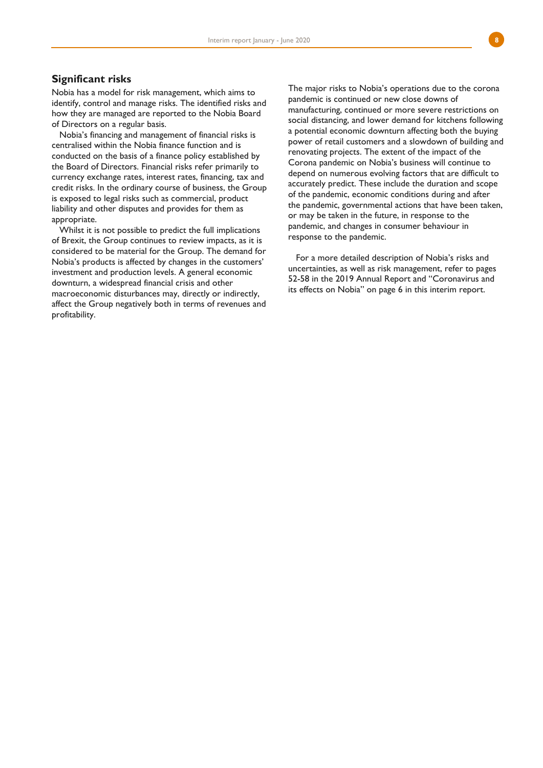## Significant risks

Nobia has a model for risk management, which aims to identify, control and manage risks. The identified risks and how they are managed are reported to the Nobia Board of Directors on a regular basis.

Nobia's financing and management of financial risks is centralised within the Nobia finance function and is conducted on the basis of a finance policy established by the Board of Directors. Financial risks refer primarily to currency exchange rates, interest rates, financing, tax and credit risks. In the ordinary course of business, the Group is exposed to legal risks such as commercial, product liability and other disputes and provides for them as appropriate.

Whilst it is not possible to predict the full implications of Brexit, the Group continues to review impacts, as it is considered to be material for the Group. The demand for Nobia's products is affected by changes in the customers' investment and production levels. A general economic downturn, a widespread financial crisis and other macroeconomic disturbances may, directly or indirectly, affect the Group negatively both in terms of revenues and profitability.

The major risks to Nobia's operations due to the corona pandemic is continued or new close downs of manufacturing, continued or more severe restrictions on social distancing, and lower demand for kitchens following a potential economic downturn affecting both the buying power of retail customers and a slowdown of building and renovating projects. The extent of the impact of the Corona pandemic on Nobia's business will continue to depend on numerous evolving factors that are difficult to accurately predict. These include the duration and scope of the pandemic, economic conditions during and after the pandemic, governmental actions that have been taken, or may be taken in the future, in response to the pandemic, and changes in consumer behaviour in response to the pandemic.

For a more detailed description of Nobia's risks and uncertainties, as well as risk management, refer to pages 52-58 in the 2019 Annual Report and "Coronavirus and its effects on Nobia" on page 6 in this interim report.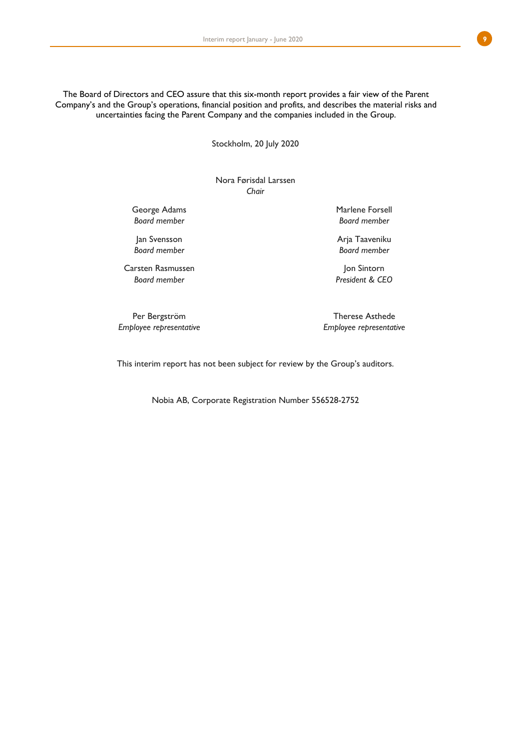The Board of Directors and CEO assure that this six-month report provides a fair view of the Parent Company's and the Group's operations, financial position and profits, and describes the material risks and uncertainties facing the Parent Company and the companies included in the Group.

Stockholm, 20 July 2020

Nora Førisdal Larssen
*Chair*

George Adams
*Board member*

Marlene Forsell
*Board member*

Jan Svensson
*Board member*

Arja Taaveniku
*Board member*

Carsten Rasmussen
*Board member*

Jon Sintorn
*President & CEO*

Per Bergström
*Employee representative*

Therese Asthede
*Employee representative*

This interim report has not been subject for review by the Group's auditors.

Nobia AB, Corporate Registration Number 556528-2752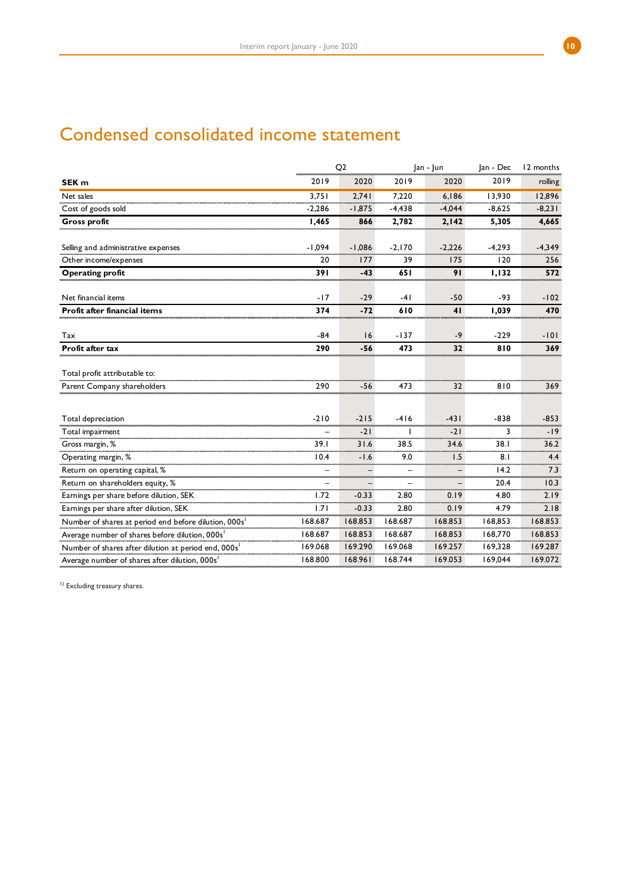# Condensed consolidated income statement

| | Q2 | | Jan - Jun | | Jan - Dec | 12 months |
|---|---|---|---|---|---|---|
| **SEK m** | 2019 | 2020 | 2019 | 2020 | 2019 | rolling |
| Net sales | 3,751 | 2,741 | 7,220 | 6,186 | 13,930 | 12,896 |
| Cost of goods sold | -2,286 | -1,875 | -4,438 | -4,044 | -8,625 | -8,231 |
| **Gross profit** | **1,465** | **866** | **2,782** | **2,142** | **5,305** | **4,665** |
| | | | | | | |
| Selling and administrative expenses | -1,094 | -1,086 | -2,170 | -2,226 | -4,293 | -4,349 |
| Other income/expenses | 20 | 177 | 39 | 175 | 120 | 256 |
| **Operating profit** | **391** | **-43** | **651** | **91** | **1,132** | **572** |
| | | | | | | |
| Net financial items | -17 | -29 | -41 | -50 | -93 | -102 |
| **Profit after financial items** | **374** | **-72** | **610** | **41** | **1,039** | **470** |
| | | | | | | |
| Tax | -84 | 16 | -137 | -9 | -229 | -101 |
| **Profit after tax** | **290** | **-56** | **473** | **32** | **810** | **369** |
| | | | | | | |
| Total profit attributable to: | | | | | | |
| Parent Company shareholders | 290 | -56 | 473 | 32 | 810 | 369 |
| | | | | | | |
| Total depreciation | -210 | -215 | -416 | -431 | -838 | -853 |
| Total impairment | – | -21 | 1 | -21 | 3 | -19 |
| Gross margin, % | 39.1 | 31.6 | 38.5 | 34.6 | 38.1 | 36.2 |
| Operating margin, % | 10.4 | -1.6 | 9.0 | 1.5 | 8.1 | 4.4 |
| Return on operating capital, % | – | – | – | – | 14.2 | 7.3 |
| Return on shareholders equity, % | – | – | – | – | 20.4 | 10.3 |
| Earnings per share before dilution, SEK | 1.72 | -0.33 | 2.80 | 0.19 | 4.80 | 2.19 |
| Earnings per share after dilution, SEK | 1.71 | -0.33 | 2.80 | 0.19 | 4.79 | 2.18 |
| Number of shares at period end before dilution, 000s[1] | 168.687 | 168.853 | 168.687 | 168.853 | 168,853 | 168.853 |
| Average number of shares before dilution, 000s[1] | 168.687 | 168.853 | 168.687 | 168.853 | 168,770 | 168.853 |
| Number of shares after dilution at period end, 000s[1] | 169.068 | 169.290 | 169.068 | 169.257 | 169,328 | 169.287 |
| Average number of shares after dilution, 000s[1] | 168.800 | 168.961 | 168.744 | 169.053 | 169,044 | 169.072 |

[1] Excluding treasury shares.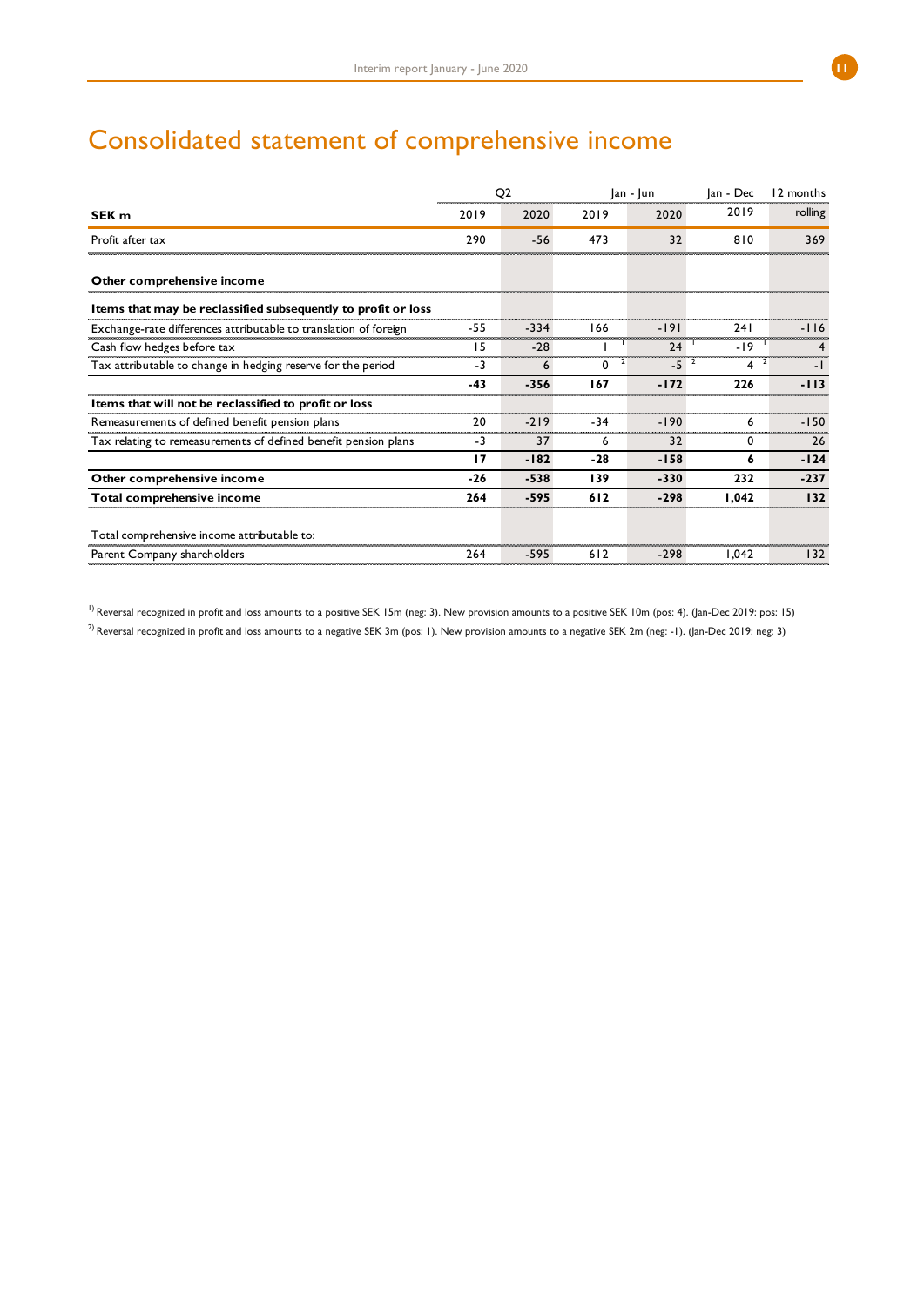# Consolidated statement of comprehensive income

| SEK m | Q2 2019 | Q2 2020 | Jan - Jun 2019 | Jan - Jun 2020 | Jan - Dec 2019 | 12 months rolling |
|---|---|---|---|---|---|---|
| Profit after tax | 290 | -56 | 473 | 32 | 810 | 369 |
| **Other comprehensive income** | | | | | | |
| **Items that may be reclassified subsequently to profit or loss** | | | | | | |
| Exchange-rate differences attributable to translation of foreign | -55 | -334 | 166 | -191 | 241 | -116 |
| Cash flow hedges before tax | 15 | -28 | 1 [1] | 24 [1] | -19 [1] | 4 |
| Tax attributable to change in hedging reserve for the period | -3 | 6 | 0 [2] | -5 [2] | 4 [2] | -1 |
| | **-43** | **-356** | **167** | **-172** | **226** | **-113** |
| **Items that will not be reclassified to profit or loss** | | | | | | |
| Remeasurements of defined benefit pension plans | 20 | -219 | -34 | -190 | 6 | -150 |
| Tax relating to remeasurements of defined benefit pension plans | -3 | 37 | 6 | 32 | 0 | 26 |
| | **17** | **-182** | **-28** | **-158** | **6** | **-124** |
| **Other comprehensive income** | **-26** | **-538** | **139** | **-330** | **232** | **-237** |
| **Total comprehensive income** | **264** | **-595** | **612** | **-298** | **1,042** | **132** |
| Total comprehensive income attributable to: | | | | | | |
| Parent Company shareholders | 264 | -595 | 612 | -298 | 1,042 | 132 |

[1] Reversal recognized in profit and loss amounts to a positive SEK 15m (neg: 3). New provision amounts to a positive SEK 10m (pos: 4). (Jan-Dec 2019: pos: 15)

[2] Reversal recognized in profit and loss amounts to a negative SEK 3m (pos: 1). New provision amounts to a negative SEK 2m (neg: -1). (Jan-Dec 2019: neg: 3)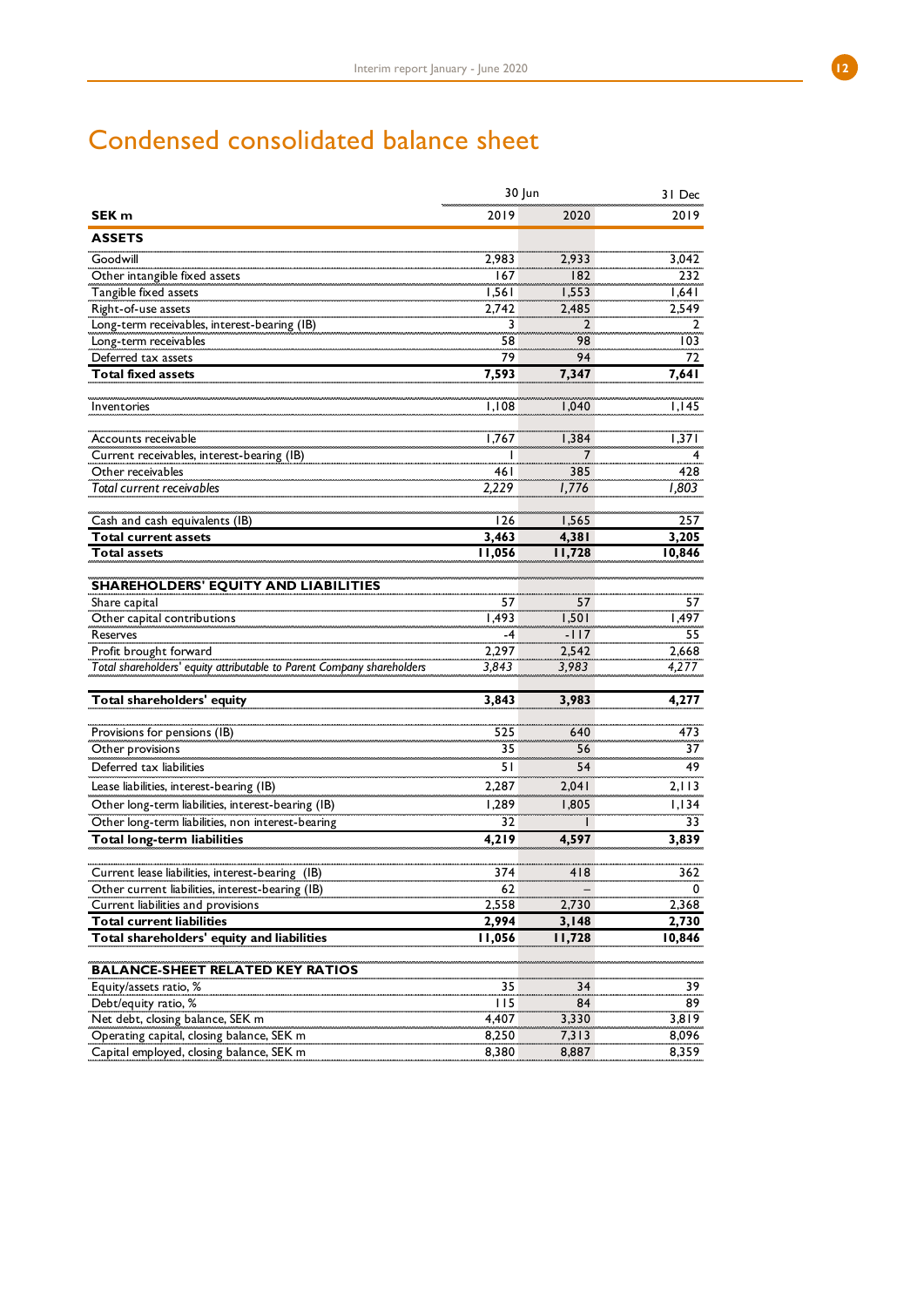# Condensed consolidated balance sheet

| SEK m | 30 Jun 2019 | 30 Jun 2020 | 31 Dec 2019 |
|---|---|---|---|
| **ASSETS** | | | |
| Goodwill | 2,983 | 2,933 | 3,042 |
| Other intangible fixed assets | 167 | 182 | 232 |
| Tangible fixed assets | 1,561 | 1,553 | 1,641 |
| Right-of-use assets | 2,742 | 2,485 | 2,549 |
| Long-term receivables, interest-bearing (IB) | 3 | 2 | 2 |
| Long-term receivables | 58 | 98 | 103 |
| Deferred tax assets | 79 | 94 | 72 |
| **Total fixed assets** | **7,593** | **7,347** | **7,641** |
| Inventories | 1,108 | 1,040 | 1,145 |
| Accounts receivable | 1,767 | 1,384 | 1,371 |
| Current receivables, interest-bearing (IB) | 1 | 7 | 4 |
| Other receivables | 461 | 385 | 428 |
| *Total current receivables* | *2,229* | *1,776* | *1,803* |
| Cash and cash equivalents (IB) | 126 | 1,565 | 257 |
| **Total current assets** | **3,463** | **4,381** | **3,205** |
| **Total assets** | **11,056** | **11,728** | **10,846** |
| **SHAREHOLDERS' EQUITY AND LIABILITIES** | | | |
| Share capital | 57 | 57 | 57 |
| Other capital contributions | 1,493 | 1,501 | 1,497 |
| Reserves | -4 | -117 | 55 |
| Profit brought forward | 2,297 | 2,542 | 2,668 |
| *Total shareholders' equity attributable to Parent Company shareholders* | *3,843* | *3,983* | *4,277* |
| **Total shareholders' equity** | **3,843** | **3,983** | **4,277** |
| Provisions for pensions (IB) | 525 | 640 | 473 |
| Other provisions | 35 | 56 | 37 |
| Deferred tax liabilities | 51 | 54 | 49 |
| Lease liabilities, interest-bearing (IB) | 2,287 | 2,041 | 2,113 |
| Other long-term liabilities, interest-bearing (IB) | 1,289 | 1,805 | 1,134 |
| Other long-term liabilities, non interest-bearing | 32 | 1 | 33 |
| **Total long-term liabilities** | **4,219** | **4,597** | **3,839** |
| Current lease liabilities, interest-bearing (IB) | 374 | 418 | 362 |
| Other current liabilities, interest-bearing (IB) | 62 | – | 0 |
| Current liabilities and provisions | 2,558 | 2,730 | 2,368 |
| **Total current liabilities** | **2,994** | **3,148** | **2,730** |
| **Total shareholders' equity and liabilities** | **11,056** | **11,728** | **10,846** |
| **BALANCE-SHEET RELATED KEY RATIOS** | | | |
| Equity/assets ratio, % | 35 | 34 | 39 |
| Debt/equity ratio, % | 115 | 84 | 89 |
| Net debt, closing balance, SEK m | 4,407 | 3,330 | 3,819 |
| Operating capital, closing balance, SEK m | 8,250 | 7,313 | 8,096 |
| Capital employed, closing balance, SEK m | 8,380 | 8,887 | 8,359 |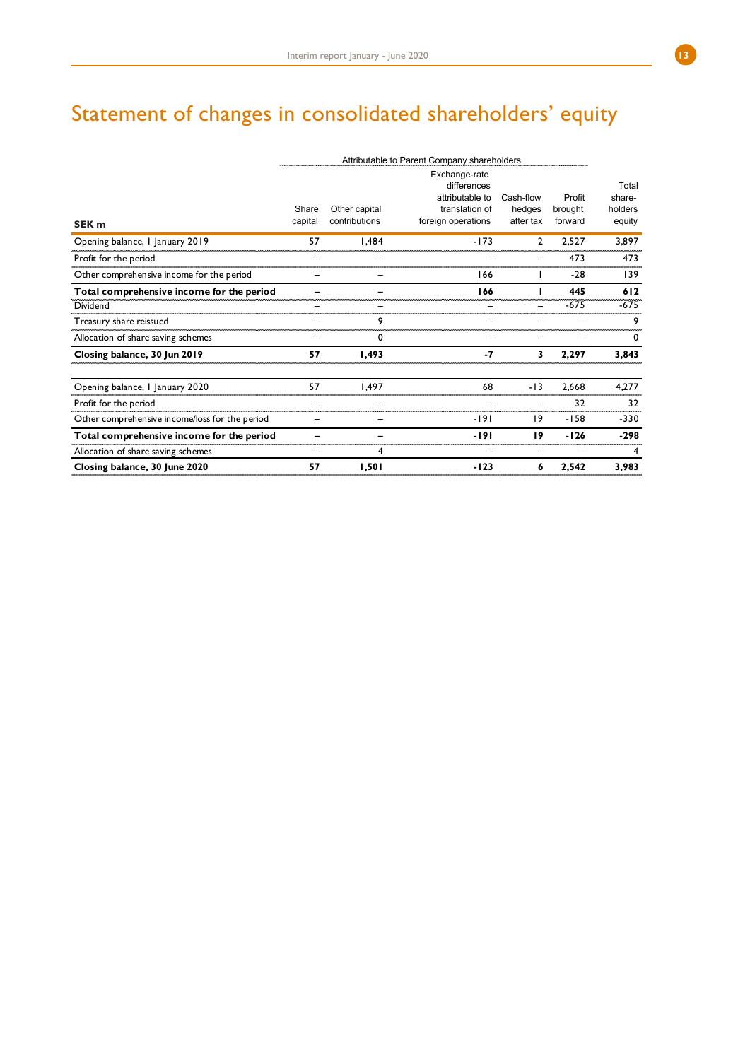# Statement of changes in consolidated shareholders' equity

| SEK m | Attributable to Parent Company shareholders | | | | | |
|---|---|---|---|---|---|---|
| | Share capital | Other capital contributions | Exchange-rate differences attributable to translation of foreign operations | Cash-flow hedges after tax | Profit brought forward | Total share-holders equity |
| Opening balance, 1 January 2019 | 57 | 1,484 | -173 | 2 | 2,527 | 3,897 |
| Profit for the period | – | – | – | – | 473 | 473 |
| Other comprehensive income for the period | – | – | 166 | 1 | -28 | 139 |
| **Total comprehensive income for the period** | **–** | **–** | **166** | **1** | **445** | **612** |
| Dividend | – | – | – | – | -675 | -675 |
| Treasury share reissued | – | 9 | – | – | – | 9 |
| Allocation of share saving schemes | – | 0 | – | – | – | 0 |
| **Closing balance, 30 Jun 2019** | **57** | **1,493** | **-7** | **3** | **2,297** | **3,843** |
| | | | | | | |
| Opening balance, 1 January 2020 | 57 | 1,497 | 68 | -13 | 2,668 | 4,277 |
| Profit for the period | – | – | – | – | 32 | 32 |
| Other comprehensive income/loss for the period | – | – | -191 | 19 | -158 | -330 |
| **Total comprehensive income for the period** | **–** | **–** | **-191** | **19** | **-126** | **-298** |
| Allocation of share saving schemes | – | 4 | – | – | – | 4 |
| **Closing balance, 30 June 2020** | **57** | **1,501** | **-123** | **6** | **2,542** | **3,983** |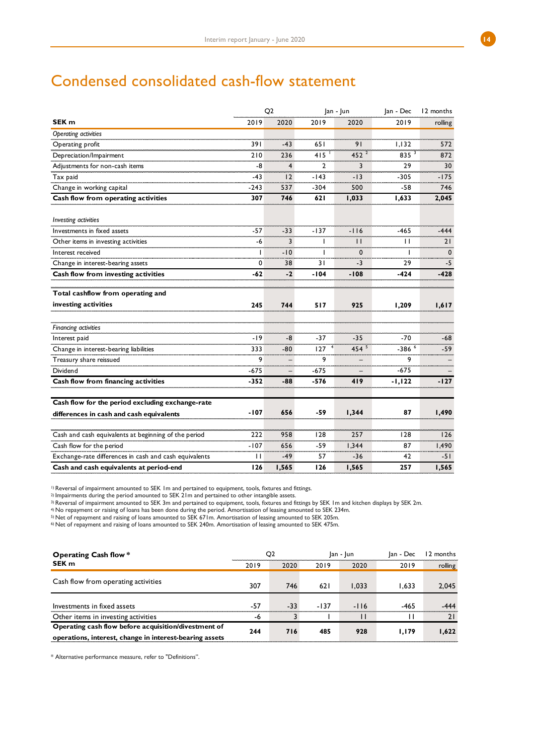# Condensed consolidated cash-flow statement

| SEK m | Q2 2019 | Q2 2020 | Jan - Jun 2019 | Jan - Jun 2020 | Jan - Dec 2019 | 12 months rolling |
|---|---|---|---|---|---|---|
| *Operating activities* | | | | | | |
| Operating profit | 391 | -43 | 651 | 91 | 1,132 | 572 |
| Depreciation/Impairment | 210 | 236 | 415 [1] | 452 [2] | 835 [3] | 872 |
| Adjustments for non-cash items | -8 | 4 | 2 | 3 | 29 | 30 |
| Tax paid | -43 | 12 | -143 | -13 | -305 | -175 |
| Change in working capital | -243 | 537 | -304 | 500 | -58 | 746 |
| **Cash flow from operating activities** | **307** | **746** | **621** | **1,033** | **1,633** | **2,045** |
| *Investing activities* | | | | | | |
| Investments in fixed assets | -57 | -33 | -137 | -116 | -465 | -444 |
| Other items in investing activities | -6 | 3 | 1 | 11 | 11 | 21 |
| Interest received | 1 | -10 | 1 | 0 | 1 | 0 |
| Change in interest-bearing assets | 0 | 38 | 31 | -3 | 29 | -5 |
| **Cash flow from investing activities** | **-62** | **-2** | **-104** | **-108** | **-424** | **-428** |
| **Total cashflow from operating and investing activities** | **245** | **744** | **517** | **925** | **1,209** | **1,617** |
| *Financing activities* | | | | | | |
| Interest paid | -19 | -8 | -37 | -35 | -70 | -68 |
| Change in interest-bearing liabilities | 333 | -80 | 127 [4] | 454 [5] | -386 [6] | -59 |
| Treasury share reissued | 9 | – | 9 | – | 9 | – |
| Dividend | -675 | – | -675 | – | -675 | – |
| **Cash flow from financing activities** | **-352** | **-88** | **-576** | **419** | **-1,122** | **-127** |
| **Cash flow for the period excluding exchange-rate differences in cash and cash equivalents** | **-107** | **656** | **-59** | **1,344** | **87** | **1,490** |
| Cash and cash equivalents at beginning of the period | 222 | 958 | 128 | 257 | 128 | 126 |
| Cash flow for the period | -107 | 656 | -59 | 1,344 | 87 | 1,490 |
| Exchange-rate differences in cash and cash equivalents | 11 | -49 | 57 | -36 | 42 | -51 |
| **Cash and cash equivalents at period-end** | **126** | **1,565** | **126** | **1,565** | **257** | **1,565** |

[1] Reversal of impairment amounted to SEK 1m and pertained to equipment, tools, fixtures and fittings.
[2] Impairments during the period amounted to SEK 21m and pertained to other intangible assets.
[3] Reversal of impairment amounted to SEK 3m and pertained to equipment, tools, fixtures and fittings by SEK 1m and kitchen displays by SEK 2m.
[4] No repayment or raising of loans has been done during the period. Amortisation of leasing amounted to SEK 234m.
[5] Net of repayment and raising of loans amounted to SEK 671m. Amortisation of leasing amounted to SEK 205m.
[6] Net of repayment and raising of loans amounted to SEK 240m. Amortisation of leasing amounted to SEK 475m.

| Operating Cash flow * SEK m | Q2 2019 | Q2 2020 | Jan - Jun 2019 | Jan - Jun 2020 | Jan - Dec 2019 | 12 months rolling |
|---|---|---|---|---|---|---|
| Cash flow from operating activities | 307 | 746 | 621 | 1,033 | 1,633 | 2,045 |
| Investments in fixed assets | -57 | -33 | -137 | -116 | -465 | -444 |
| Other items in investing activities | -6 | 3 | 1 | 11 | 11 | 21 |
| **Operating cash flow before acquisition/divestment of operations, interest, change in interest-bearing assets** | **244** | **716** | **485** | **928** | **1,179** | **1,622** |

* Alternative performance measure, refer to "Definitions".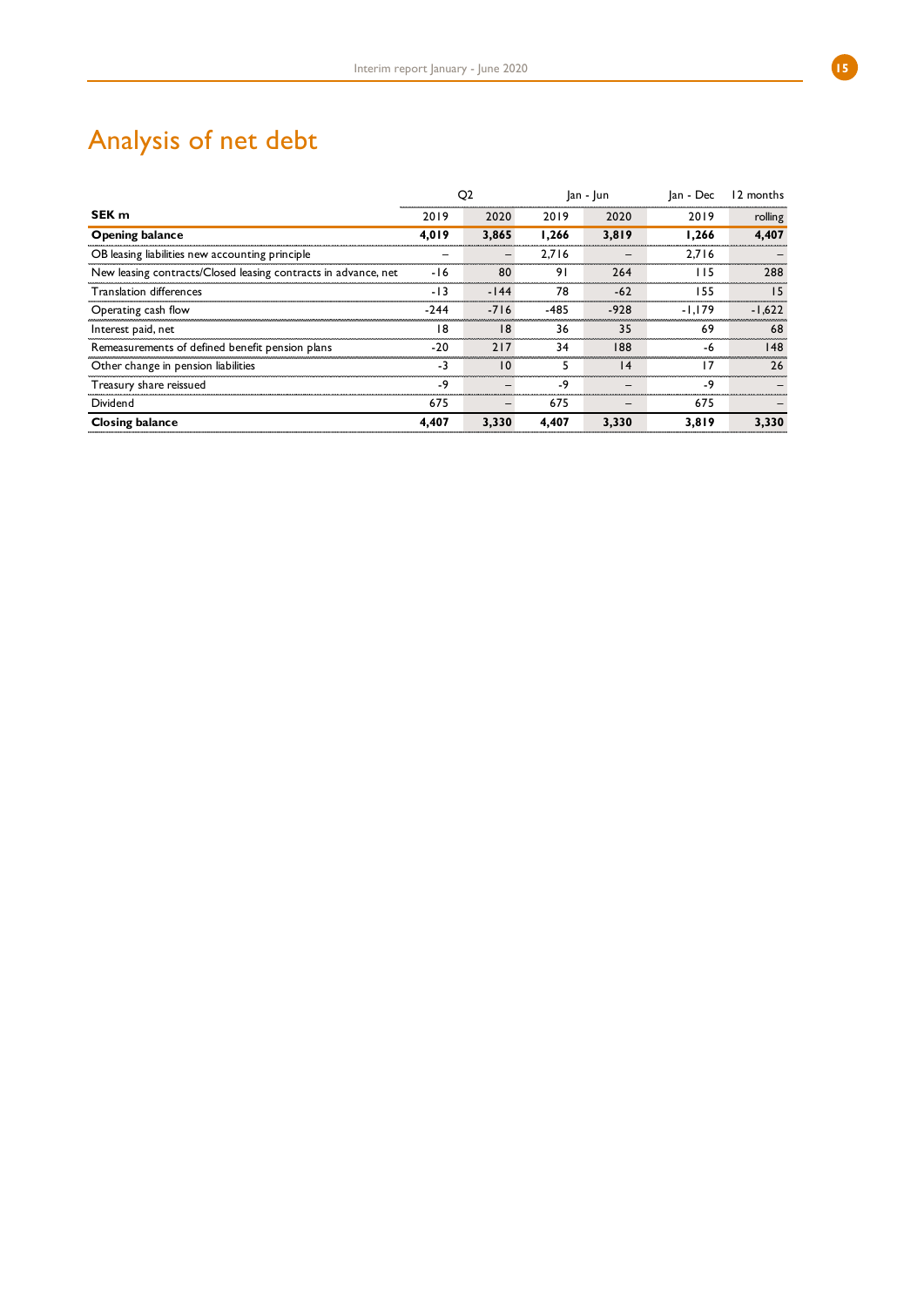# Analysis of net debt

| SEK m | Q2 | | Jan - Jun | | Jan - Dec | 12 months |
|---|---|---|---|---|---|---|
| | 2019 | 2020 | 2019 | 2020 | 2019 | rolling |
| **Opening balance** | **4,019** | **3,865** | **1,266** | **3,819** | **1,266** | **4,407** |
| OB leasing liabilities new accounting principle | – | – | 2,716 | – | 2,716 | – |
| New leasing contracts/Closed leasing contracts in advance, net | -16 | 80 | 91 | 264 | 115 | 288 |
| Translation differences | -13 | -144 | 78 | -62 | 155 | 15 |
| Operating cash flow | -244 | -716 | -485 | -928 | -1,179 | -1,622 |
| Interest paid, net | 18 | 18 | 36 | 35 | 69 | 68 |
| Remeasurements of defined benefit pension plans | -20 | 217 | 34 | 188 | -6 | 148 |
| Other change in pension liabilities | -3 | 10 | 5 | 14 | 17 | 26 |
| Treasury share reissued | -9 | – | -9 | – | -9 | – |
| Dividend | 675 | – | 675 | – | 675 | – |
| **Closing balance** | **4,407** | **3,330** | **4,407** | **3,330** | **3,819** | **3,330** |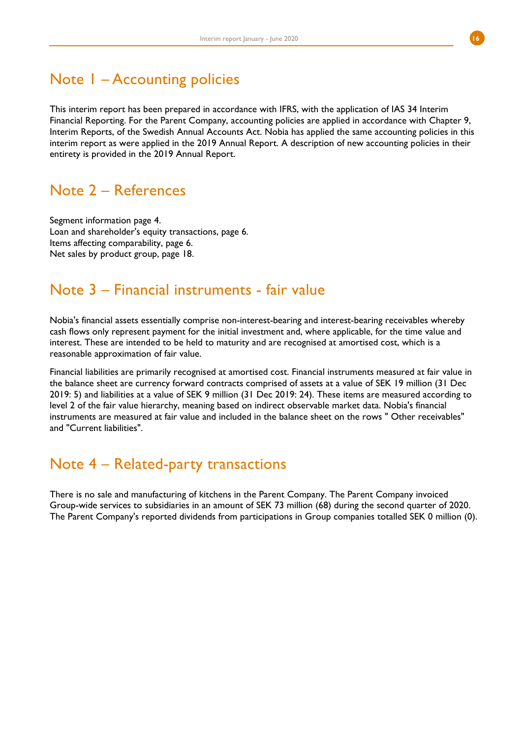## Note 1 – Accounting policies

This interim report has been prepared in accordance with IFRS, with the application of IAS 34 Interim Financial Reporting. For the Parent Company, accounting policies are applied in accordance with Chapter 9, Interim Reports, of the Swedish Annual Accounts Act. Nobia has applied the same accounting policies in this interim report as were applied in the 2019 Annual Report. A description of new accounting policies in their entirety is provided in the 2019 Annual Report.

## Note 2 – References

Segment information page 4.
Loan and shareholder's equity transactions, page 6.
Items affecting comparability, page 6.
Net sales by product group, page 18.

## Note 3 – Financial instruments - fair value

Nobia's financial assets essentially comprise non-interest-bearing and interest-bearing receivables whereby cash flows only represent payment for the initial investment and, where applicable, for the time value and interest. These are intended to be held to maturity and are recognised at amortised cost, which is a reasonable approximation of fair value.

Financial liabilities are primarily recognised at amortised cost. Financial instruments measured at fair value in the balance sheet are currency forward contracts comprised of assets at a value of SEK 19 million (31 Dec 2019: 5) and liabilities at a value of SEK 9 million (31 Dec 2019: 24). These items are measured according to level 2 of the fair value hierarchy, meaning based on indirect observable market data. Nobia's financial instruments are measured at fair value and included in the balance sheet on the rows " Other receivables" and "Current liabilities".

## Note 4 – Related-party transactions

There is no sale and manufacturing of kitchens in the Parent Company. The Parent Company invoiced Group-wide services to subsidiaries in an amount of SEK 73 million (68) during the second quarter of 2020. The Parent Company's reported dividends from participations in Group companies totalled SEK 0 million (0).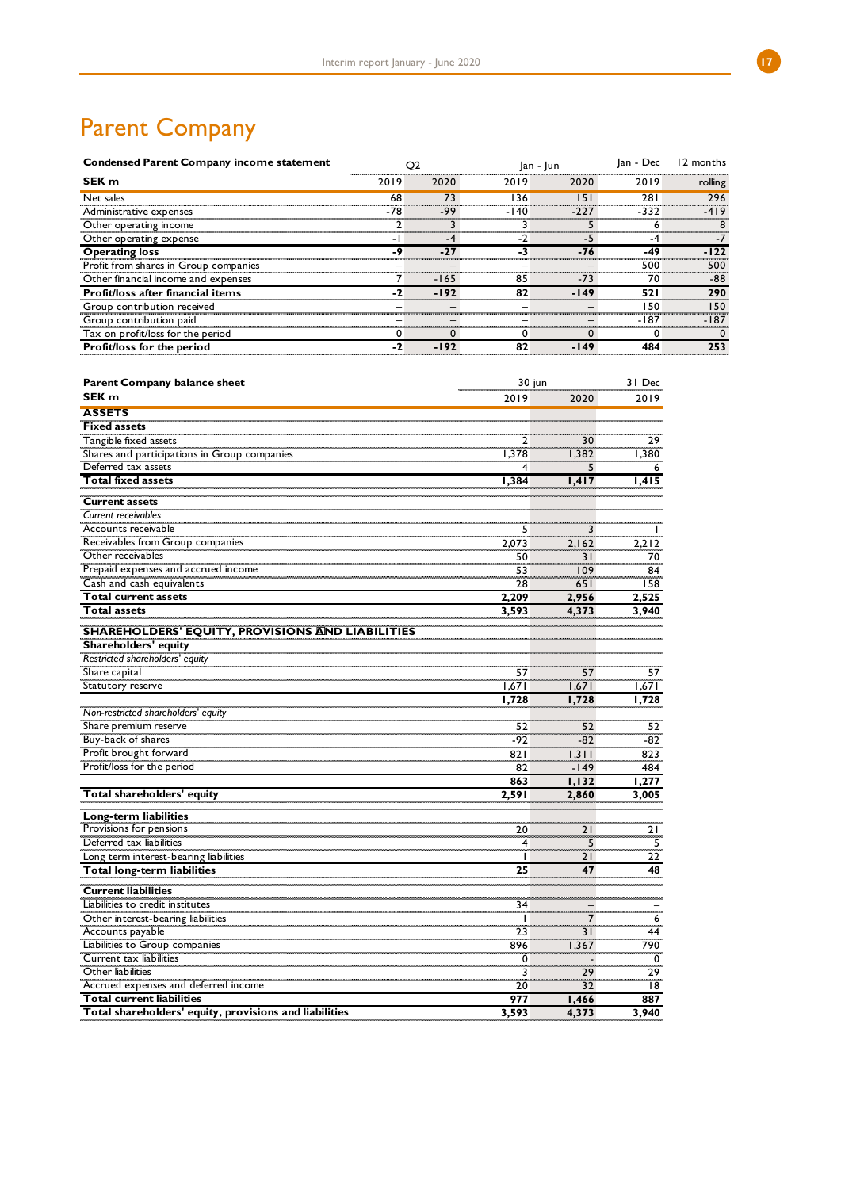# Parent Company

| Condensed Parent Company income statement | Q2 | | Jan - Jun | | Jan - Dec | 12 months |
|---|---|---|---|---|---|---|
| SEK m | 2019 | 2020 | 2019 | 2020 | 2019 | rolling |
| Net sales | 68 | 73 | 136 | 151 | 281 | 296 |
| Administrative expenses | -78 | -99 | -140 | -227 | -332 | -419 |
| Other operating income | 2 | 3 | 3 | 5 | 6 | 8 |
| Other operating expense | -1 | -4 | -2 | -5 | -4 | -7 |
| **Operating loss** | **-9** | **-27** | **-3** | **-76** | **-49** | **-122** |
| Profit from shares in Group companies | – | – | – | – | 500 | 500 |
| Other financial income and expenses | 7 | -165 | 85 | -73 | 70 | -88 |
| **Profit/loss after financial items** | **-2** | **-192** | **82** | **-149** | **521** | **290** |
| Group contribution received | – | – | – | – | 150 | 150 |
| Group contribution paid | – | – | – | – | -187 | -187 |
| Tax on profit/loss for the period | 0 | 0 | 0 | 0 | 0 | 0 |
| **Profit/loss for the period** | **-2** | **-192** | **82** | **-149** | **484** | **253** |

| Parent Company balance sheet | 30 jun | | 31 Dec |
|---|---|---|---|
| SEK m | 2019 | 2020 | 2019 |
| **ASSETS** | | | |
| **Fixed assets** | | | |
| Tangible fixed assets | 2 | 30 | 29 |
| Shares and participations in Group companies | 1,378 | 1,382 | 1,380 |
| Deferred tax assets | 4 | 5 | 6 |
| **Total fixed assets** | **1,384** | **1,417** | **1,415** |
| **Current assets** | | | |
| *Current receivables* | | | |
| Accounts receivable | 5 | 3 | 1 |
| Receivables from Group companies | 2,073 | 2,162 | 2,212 |
| Other receivables | 50 | 31 | 70 |
| Prepaid expenses and accrued income | 53 | 109 | 84 |
| Cash and cash equivalents | 28 | 651 | 158 |
| **Total current assets** | **2,209** | **2,956** | **2,525** |
| **Total assets** | **3,593** | **4,373** | **3,940** |
| **SHAREHOLDERS' EQUITY, PROVISIONS AND LIABILITIES** | | | |
| **Shareholders' equity** | | | |
| *Restricted shareholders' equity* | | | |
| Share capital | 57 | 57 | 57 |
| Statutory reserve | 1,671 | 1,671 | 1,671 |
| | **1,728** | **1,728** | **1,728** |
| *Non-restricted shareholders' equity* | | | |
| Share premium reserve | 52 | 52 | 52 |
| Buy-back of shares | -92 | -82 | -82 |
| Profit brought forward | 821 | 1,311 | 823 |
| Profit/loss for the period | 82 | -149 | 484 |
| | **863** | **1,132** | **1,277** |
| **Total shareholders' equity** | **2,591** | **2,860** | **3,005** |
| **Long-term liabilities** | | | |
| Provisions for pensions | 20 | 21 | 21 |
| Deferred tax liabilities | 4 | 5 | 5 |
| Long term interest-bearing liabilities | 1 | 21 | 22 |
| **Total long-term liabilities** | **25** | **47** | **48** |
| **Current liabilities** | | | |
| Liabilities to credit institutes | 34 | – | – |
| Other interest-bearing liabilities | 1 | 7 | 6 |
| Accounts payable | 23 | 31 | 44 |
| Liabilities to Group companies | 896 | 1,367 | 790 |
| Current tax liabilities | 0 | - | 0 |
| Other liabilities | 3 | 29 | 29 |
| Accrued expenses and deferred income | 20 | 32 | 18 |
| **Total current liabilities** | **977** | **1,466** | **887** |
| **Total shareholders' equity, provisions and liabilities** | **3,593** | **4,373** | **3,940** |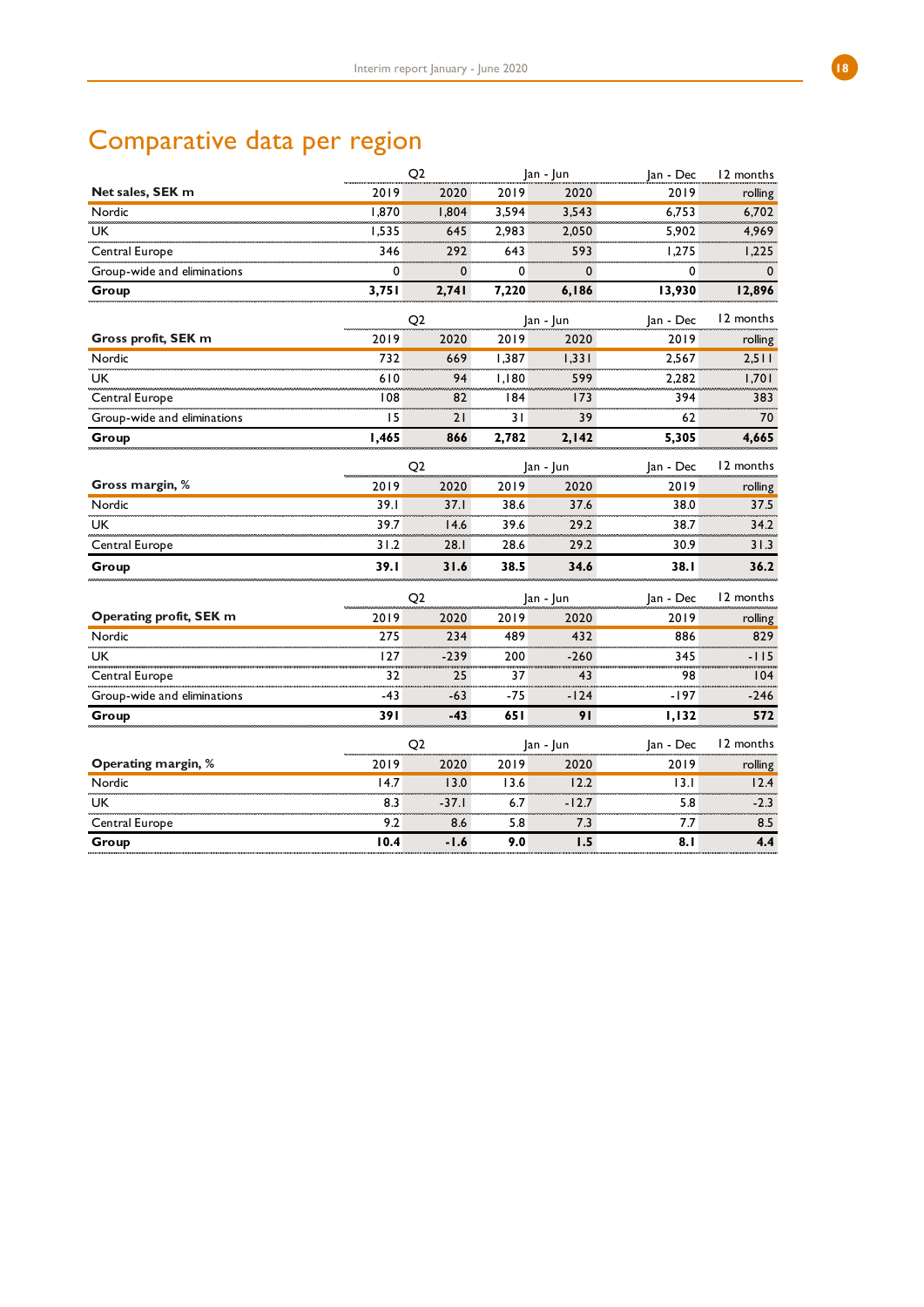# Comparative data per region

| Net sales, SEK m | Q2 2019 | Q2 2020 | Jan - Jun 2019 | Jan - Jun 2020 | Jan - Dec 2019 | 12 months rolling |
|---|---|---|---|---|---|---|
| Nordic | 1,870 | 1,804 | 3,594 | 3,543 | 6,753 | 6,702 |
| UK | 1,535 | 645 | 2,983 | 2,050 | 5,902 | 4,969 |
| Central Europe | 346 | 292 | 643 | 593 | 1,275 | 1,225 |
| Group-wide and eliminations | 0 | 0 | 0 | 0 | 0 | 0 |
| **Group** | **3,751** | **2,741** | **7,220** | **6,186** | **13,930** | **12,896** |

| Gross profit, SEK m | Q2 2019 | Q2 2020 | Jan - Jun 2019 | Jan - Jun 2020 | Jan - Dec 2019 | 12 months rolling |
|---|---|---|---|---|---|---|
| Nordic | 732 | 669 | 1,387 | 1,331 | 2,567 | 2,511 |
| UK | 610 | 94 | 1,180 | 599 | 2,282 | 1,701 |
| Central Europe | 108 | 82 | 184 | 173 | 394 | 383 |
| Group-wide and eliminations | 15 | 21 | 31 | 39 | 62 | 70 |
| **Group** | **1,465** | **866** | **2,782** | **2,142** | **5,305** | **4,665** |

| Gross margin, % | Q2 2019 | Q2 2020 | Jan - Jun 2019 | Jan - Jun 2020 | Jan - Dec 2019 | 12 months rolling |
|---|---|---|---|---|---|---|
| Nordic | 39.1 | 37.1 | 38.6 | 37.6 | 38.0 | 37.5 |
| UK | 39.7 | 14.6 | 39.6 | 29.2 | 38.7 | 34.2 |
| Central Europe | 31.2 | 28.1 | 28.6 | 29.2 | 30.9 | 31.3 |
| **Group** | **39.1** | **31.6** | **38.5** | **34.6** | **38.1** | **36.2** |

| Operating profit, SEK m | Q2 2019 | Q2 2020 | Jan - Jun 2019 | Jan - Jun 2020 | Jan - Dec 2019 | 12 months rolling |
|---|---|---|---|---|---|---|
| Nordic | 275 | 234 | 489 | 432 | 886 | 829 |
| UK | 127 | -239 | 200 | -260 | 345 | -115 |
| Central Europe | 32 | 25 | 37 | 43 | 98 | 104 |
| Group-wide and eliminations | -43 | -63 | -75 | -124 | -197 | -246 |
| **Group** | **391** | **-43** | **651** | **91** | **1,132** | **572** |

| Operating margin, % | Q2 2019 | Q2 2020 | Jan - Jun 2019 | Jan - Jun 2020 | Jan - Dec 2019 | 12 months rolling |
|---|---|---|---|---|---|---|
| Nordic | 14.7 | 13.0 | 13.6 | 12.2 | 13.1 | 12.4 |
| UK | 8.3 | -37.1 | 6.7 | -12.7 | 5.8 | -2.3 |
| Central Europe | 9.2 | 8.6 | 5.8 | 7.3 | 7.7 | 8.5 |
| **Group** | **10.4** | **-1.6** | **9.0** | **1.5** | **8.1** | **4.4** |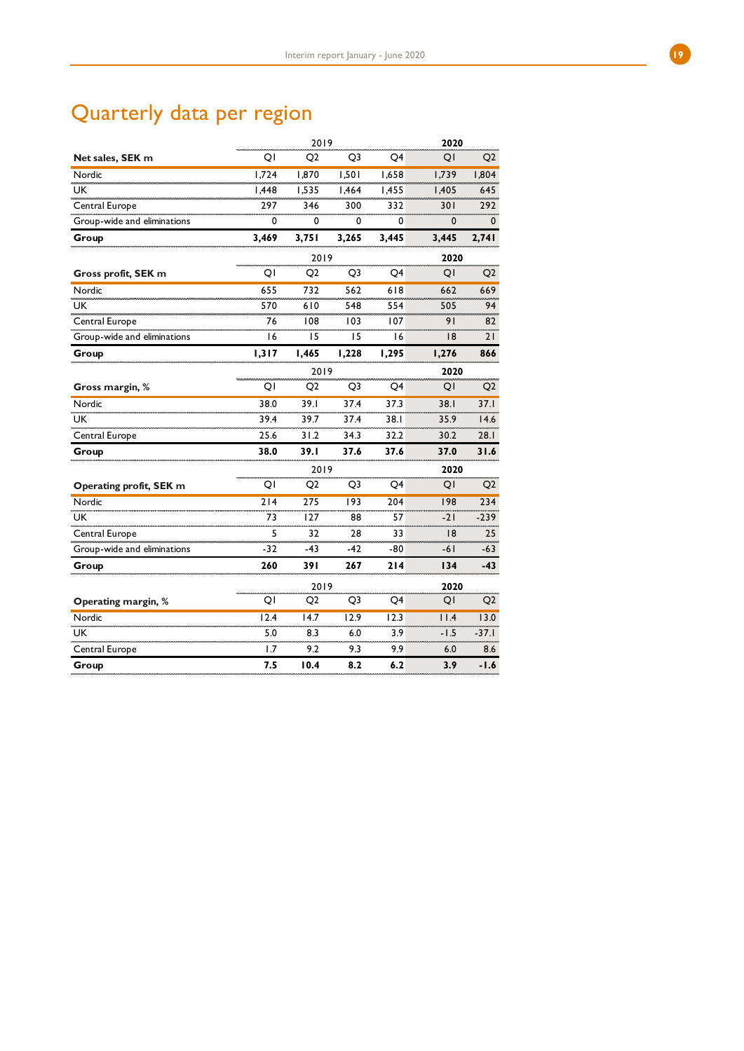# Quarterly data per region

| Net sales, SEK m | 2019 | | | | 2020 | |
|---|---|---|---|---|---|---|
| | Q1 | Q2 | Q3 | Q4 | Q1 | Q2 |
| Nordic | 1,724 | 1,870 | 1,501 | 1,658 | 1,739 | 1,804 |
| UK | 1,448 | 1,535 | 1,464 | 1,455 | 1,405 | 645 |
| Central Europe | 297 | 346 | 300 | 332 | 301 | 292 |
| Group-wide and eliminations | 0 | 0 | 0 | 0 | 0 | 0 |
| **Group** | **3,469** | **3,751** | **3,265** | **3,445** | **3,445** | **2,741** |

| Gross profit, SEK m | 2019 | | | | 2020 | |
|---|---|---|---|---|---|---|
| | Q1 | Q2 | Q3 | Q4 | Q1 | Q2 |
| Nordic | 655 | 732 | 562 | 618 | 662 | 669 |
| UK | 570 | 610 | 548 | 554 | 505 | 94 |
| Central Europe | 76 | 108 | 103 | 107 | 91 | 82 |
| Group-wide and eliminations | 16 | 15 | 15 | 16 | 18 | 21 |
| **Group** | **1,317** | **1,465** | **1,228** | **1,295** | **1,276** | **866** |

| Gross margin, % | 2019 | | | | 2020 | |
|---|---|---|---|---|---|---|
| | Q1 | Q2 | Q3 | Q4 | Q1 | Q2 |
| Nordic | 38.0 | 39.1 | 37.4 | 37.3 | 38.1 | 37.1 |
| UK | 39.4 | 39.7 | 37.4 | 38.1 | 35.9 | 14.6 |
| Central Europe | 25.6 | 31.2 | 34.3 | 32.2 | 30.2 | 28.1 |
| **Group** | **38.0** | **39.1** | **37.6** | **37.6** | **37.0** | **31.6** |

| Operating profit, SEK m | 2019 | | | | 2020 | |
|---|---|---|---|---|---|---|
| | Q1 | Q2 | Q3 | Q4 | Q1 | Q2 |
| Nordic | 214 | 275 | 193 | 204 | 198 | 234 |
| UK | 73 | 127 | 88 | 57 | -21 | -239 |
| Central Europe | 5 | 32 | 28 | 33 | 18 | 25 |
| Group-wide and eliminations | -32 | -43 | -42 | -80 | -61 | -63 |
| **Group** | **260** | **391** | **267** | **214** | **134** | **-43** |

| Operating margin, % | 2019 | | | | 2020 | |
|---|---|---|---|---|---|---|
| | Q1 | Q2 | Q3 | Q4 | Q1 | Q2 |
| Nordic | 12.4 | 14.7 | 12.9 | 12.3 | 11.4 | 13.0 |
| UK | 5.0 | 8.3 | 6.0 | 3.9 | -1.5 | -37.1 |
| Central Europe | 1.7 | 9.2 | 9.3 | 9.9 | 6.0 | 8.6 |
| **Group** | **7.5** | **10.4** | **8.2** | **6.2** | **3.9** | **-1.6** |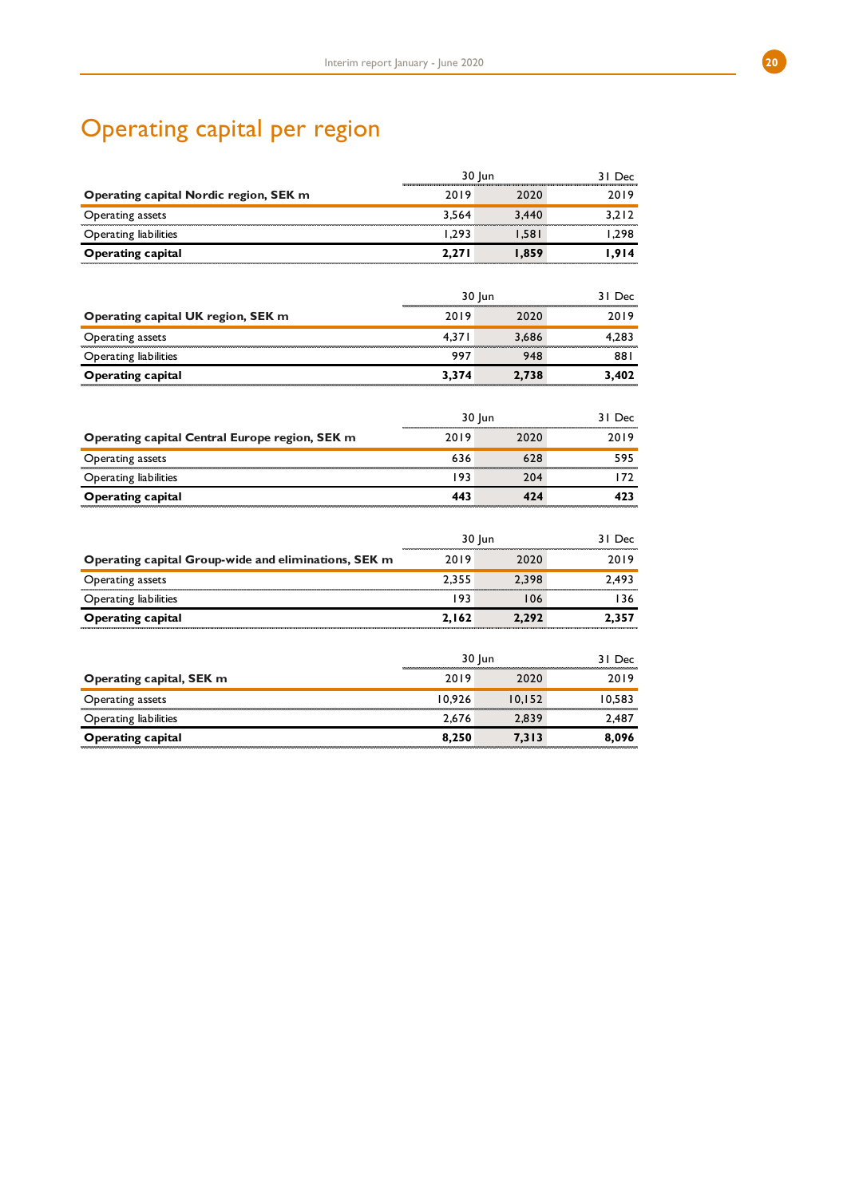# Operating capital per region

| Operating capital Nordic region, SEK m | 30 Jun 2019 | 30 Jun 2020 | 31 Dec 2019 |
|---|---|---|---|
| Operating assets | 3,564 | 3,440 | 3,212 |
| Operating liabilities | 1,293 | 1,581 | 1,298 |
| **Operating capital** | **2,271** | **1,859** | **1,914** |

| Operating capital UK region, SEK m | 30 Jun 2019 | 30 Jun 2020 | 31 Dec 2019 |
|---|---|---|---|
| Operating assets | 4,371 | 3,686 | 4,283 |
| Operating liabilities | 997 | 948 | 881 |
| **Operating capital** | **3,374** | **2,738** | **3,402** |

| Operating capital Central Europe region, SEK m | 30 Jun 2019 | 30 Jun 2020 | 31 Dec 2019 |
|---|---|---|---|
| Operating assets | 636 | 628 | 595 |
| Operating liabilities | 193 | 204 | 172 |
| **Operating capital** | **443** | **424** | **423** |

| Operating capital Group-wide and eliminations, SEK m | 30 Jun 2019 | 30 Jun 2020 | 31 Dec 2019 |
|---|---|---|---|
| Operating assets | 2,355 | 2,398 | 2,493 |
| Operating liabilities | 193 | 106 | 136 |
| **Operating capital** | **2,162** | **2,292** | **2,357** |

| Operating capital, SEK m | 30 Jun 2019 | 30 Jun 2020 | 31 Dec 2019 |
|---|---|---|---|
| Operating assets | 10,926 | 10,152 | 10,583 |
| Operating liabilities | 2,676 | 2,839 | 2,487 |
| **Operating capital** | **8,250** | **7,313** | **8,096** |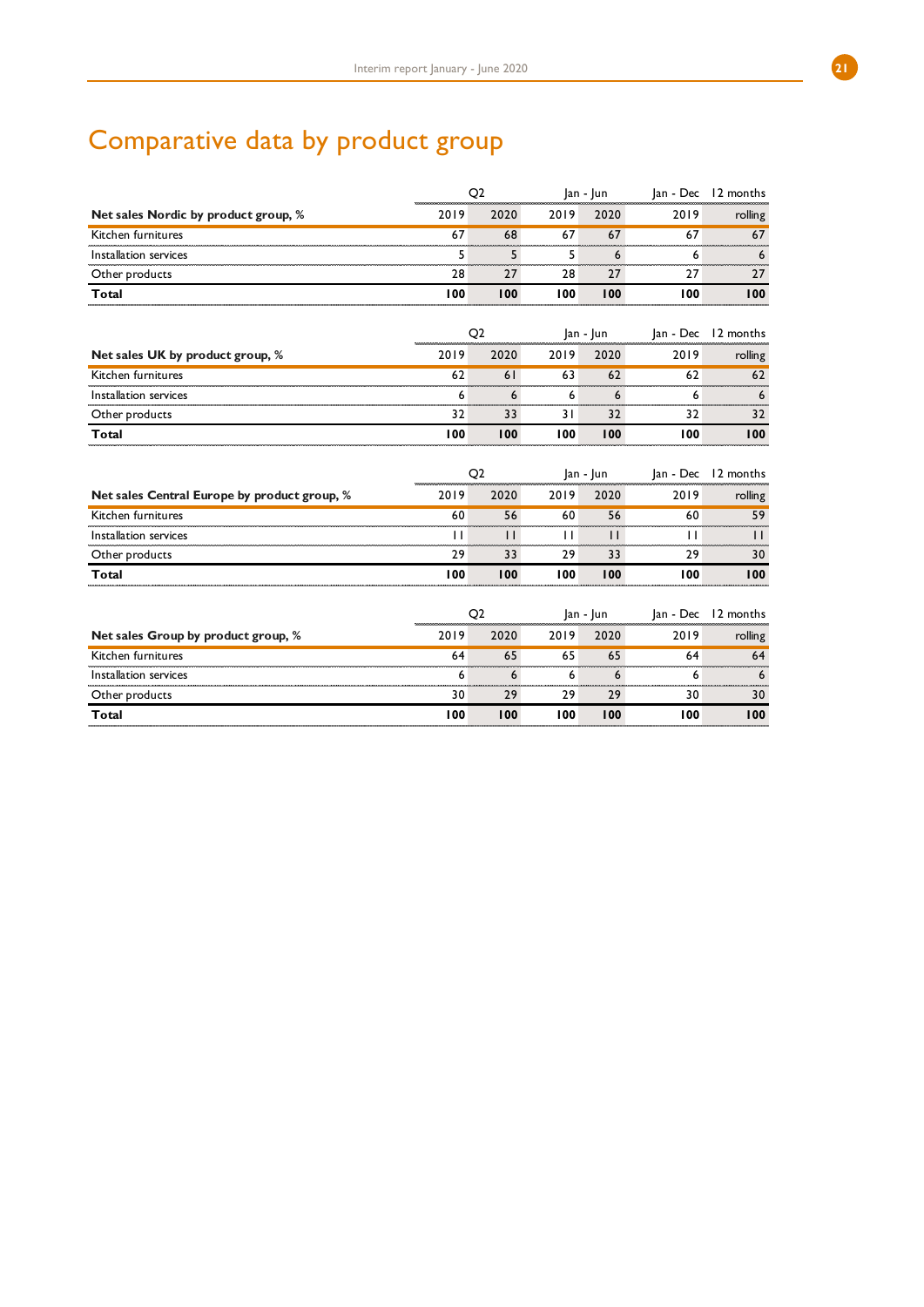# Comparative data by product group

| Net sales Nordic by product group, % | Q2 2019 | Q2 2020 | Jan - Jun 2019 | Jan - Jun 2020 | Jan - Dec 2019 | 12 months rolling |
|---|---|---|---|---|---|---|
| Kitchen furnitures | 67 | 68 | 67 | 67 | 67 | 67 |
| Installation services | 5 | 5 | 5 | 6 | 6 | 6 |
| Other products | 28 | 27 | 28 | 27 | 27 | 27 |
| **Total** | **100** | **100** | **100** | **100** | **100** | **100** |

| Net sales UK by product group, % | Q2 2019 | Q2 2020 | Jan - Jun 2019 | Jan - Jun 2020 | Jan - Dec 2019 | 12 months rolling |
|---|---|---|---|---|---|---|
| Kitchen furnitures | 62 | 61 | 63 | 62 | 62 | 62 |
| Installation services | 6 | 6 | 6 | 6 | 6 | 6 |
| Other products | 32 | 33 | 31 | 32 | 32 | 32 |
| **Total** | **100** | **100** | **100** | **100** | **100** | **100** |

| Net sales Central Europe by product group, % | Q2 2019 | Q2 2020 | Jan - Jun 2019 | Jan - Jun 2020 | Jan - Dec 2019 | 12 months rolling |
|---|---|---|---|---|---|---|
| Kitchen furnitures | 60 | 56 | 60 | 56 | 60 | 59 |
| Installation services | 11 | 11 | 11 | 11 | 11 | 11 |
| Other products | 29 | 33 | 29 | 33 | 29 | 30 |
| **Total** | **100** | **100** | **100** | **100** | **100** | **100** |

| Net sales Group by product group, % | Q2 2019 | Q2 2020 | Jan - Jun 2019 | Jan - Jun 2020 | Jan - Dec 2019 | 12 months rolling |
|---|---|---|---|---|---|---|
| Kitchen furnitures | 64 | 65 | 65 | 65 | 64 | 64 |
| Installation services | 6 | 6 | 6 | 6 | 6 | 6 |
| Other products | 30 | 29 | 29 | 29 | 30 | 30 |
| **Total** | **100** | **100** | **100** | **100** | **100** | **100** |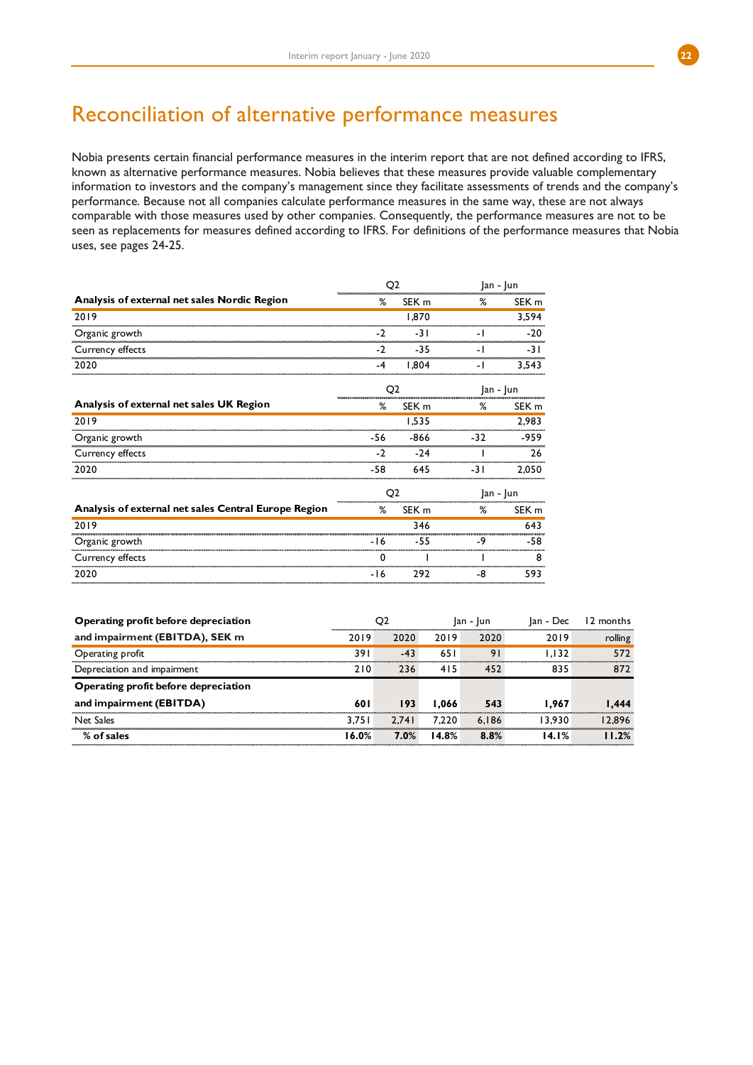# Reconciliation of alternative performance measures

Nobia presents certain financial performance measures in the interim report that are not defined according to IFRS, known as alternative performance measures. Nobia believes that these measures provide valuable complementary information to investors and the company's management since they facilitate assessments of trends and the company's performance. Because not all companies calculate performance measures in the same way, these are not always comparable with those measures used by other companies. Consequently, the performance measures are not to be seen as replacements for measures defined according to IFRS. For definitions of the performance measures that Nobia uses, see pages 24-25.

| | Q2 | | Jan - Jun | |
|---|---|---|---|---|
| **Analysis of external net sales Nordic Region** | % | SEK m | % | SEK m |
| 2019 | | 1,870 | | 3,594 |
| Organic growth | -2 | -31 | -1 | -20 |
| Currency effects | -2 | -35 | -1 | -31 |
| 2020 | -4 | 1,804 | -1 | 3,543 |

| | Q2 | | Jan - Jun | |
|---|---|---|---|---|
| **Analysis of external net sales UK Region** | % | SEK m | % | SEK m |
| 2019 | | 1,535 | | 2,983 |
| Organic growth | -56 | -866 | -32 | -959 |
| Currency effects | -2 | -24 | 1 | 26 |
| 2020 | -58 | 645 | -31 | 2,050 |

| | Q2 | | Jan - Jun | |
|---|---|---|---|---|
| **Analysis of external net sales Central Europe Region** | % | SEK m | % | SEK m |
| 2019 | | 346 | | 643 |
| Organic growth | -16 | -55 | -9 | -58 |
| Currency effects | 0 | 1 | 1 | 8 |
| 2020 | -16 | 292 | -8 | 593 |

| **Operating profit before depreciation and impairment (EBITDA), SEK m** | Q2 | | Jan - Jun | | Jan - Dec | 12 months |
|---|---|---|---|---|---|---|
| | 2019 | 2020 | 2019 | 2020 | 2019 | rolling |
| Operating profit | 391 | -43 | 651 | 91 | 1,132 | 572 |
| Depreciation and impairment | 210 | 236 | 415 | 452 | 835 | 872 |
| **Operating profit before depreciation and impairment (EBITDA)** | **601** | **193** | **1,066** | **543** | **1,967** | **1,444** |
| Net Sales | 3,751 | 2,741 | 7,220 | 6,186 | 13,930 | 12,896 |
| **% of sales** | **16.0%** | **7.0%** | **14.8%** | **8.8%** | **14.1%** | **11.2%** |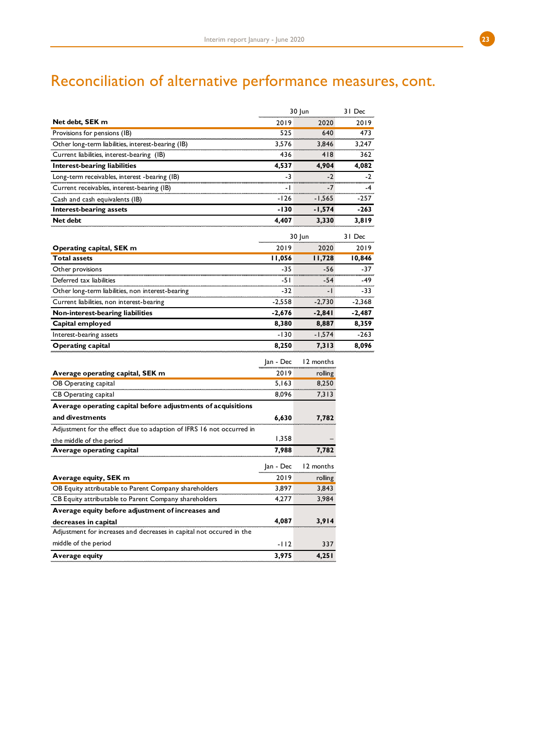# Reconciliation of alternative performance measures, cont.

| Net debt, SEK m | 30 Jun 2019 | 30 Jun 2020 | 31 Dec 2019 |
|---|---|---|---|
| Provisions for pensions (IB) | 525 | 640 | 473 |
| Other long-term liabilities, interest-bearing (IB) | 3,576 | 3,846 | 3,247 |
| Current liabilities, interest-bearing (IB) | 436 | 418 | 362 |
| **Interest-bearing liabilities** | **4,537** | **4,904** | **4,082** |
| Long-term receivables, interest -bearing (IB) | -3 | -2 | -2 |
| Current receivables, interest-bearing (IB) | -1 | -7 | -4 |
| Cash and cash equivalents (IB) | -126 | -1,565 | -257 |
| **Interest-bearing assets** | **-130** | **-1,574** | **-263** |
| **Net debt** | **4,407** | **3,330** | **3,819** |

| Operating capital, SEK m | 30 Jun 2019 | 30 Jun 2020 | 31 Dec 2019 |
|---|---|---|---|
| **Total assets** | **11,056** | **11,728** | **10,846** |
| Other provisions | -35 | -56 | -37 |
| Deferred tax liabilities | -51 | -54 | -49 |
| Other long-term liabilities, non interest-bearing | -32 | -1 | -33 |
| Current liabilities, non interest-bearing | -2,558 | -2,730 | -2,368 |
| **Non-interest-bearing liabilities** | **-2,676** | **-2,841** | **-2,487** |
| **Capital employed** | **8,380** | **8,887** | **8,359** |
| Interest-bearing assets | -130 | -1,574 | -263 |
| **Operating capital** | **8,250** | **7,313** | **8,096** |

| Average operating capital, SEK m | Jan - Dec 2019 | 12 months rolling |
|---|---|---|
| OB Operating capital | 5,163 | 8,250 |
| CB Operating capital | 8,096 | 7,313 |
| **Average operating capital before adjustments of acquisitions and divestments** | **6,630** | **7,782** |
| Adjustment for the effect due to adaption of IFRS 16 not occurred in the middle of the period | 1,358 | – |
| **Average operating capital** | **7,988** | **7,782** |

| Average equity, SEK m | Jan - Dec 2019 | 12 months rolling |
|---|---|---|
| OB Equity attributable to Parent Company shareholders | 3,897 | 3,843 |
| CB Equity attributable to Parent Company shareholders | 4,277 | 3,984 |
| **Average equity before adjustment of increases and decreases in capital** | **4,087** | **3,914** |
| Adjustment for increases and decreases in capital not occured in the middle of the period | -112 | 337 |
| **Average equity** | **3,975** | **4,251** |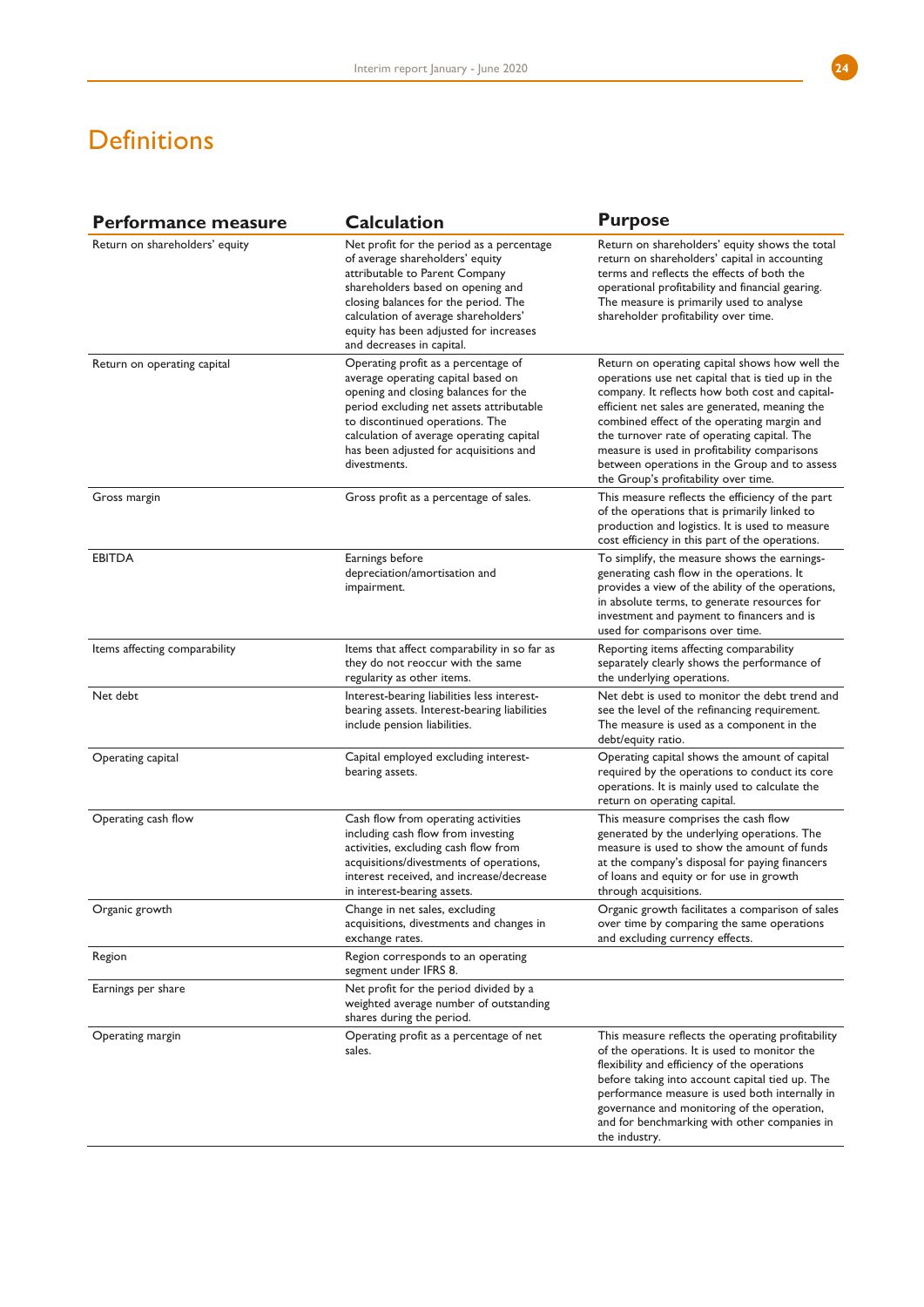# Definitions

| Performance measure | Calculation | Purpose |
|---|---|---|
| Return on shareholders' equity | Net profit for the period as a percentage of average shareholders' equity attributable to Parent Company shareholders based on opening and closing balances for the period. The calculation of average shareholders' equity has been adjusted for increases and decreases in capital. | Return on shareholders' equity shows the total return on shareholders' capital in accounting terms and reflects the effects of both the operational profitability and financial gearing. The measure is primarily used to analyse shareholder profitability over time. |
| Return on operating capital | Operating profit as a percentage of average operating capital based on opening and closing balances for the period excluding net assets attributable to discontinued operations. The calculation of average operating capital has been adjusted for acquisitions and divestments. | Return on operating capital shows how well the operations use net capital that is tied up in the company. It reflects how both cost and capital-efficient net sales are generated, meaning the combined effect of the operating margin and the turnover rate of operating capital. The measure is used in profitability comparisons between operations in the Group and to assess the Group's profitability over time. |
| Gross margin | Gross profit as a percentage of sales. | This measure reflects the efficiency of the part of the operations that is primarily linked to production and logistics. It is used to measure cost efficiency in this part of the operations. |
| EBITDA | Earnings before depreciation/amortisation and impairment. | To simplify, the measure shows the earnings-generating cash flow in the operations. It provides a view of the ability of the operations, in absolute terms, to generate resources for investment and payment to financers and is used for comparisons over time. |
| Items affecting comparability | Items that affect comparability in so far as they do not reoccur with the same regularity as other items. | Reporting items affecting comparability separately clearly shows the performance of the underlying operations. |
| Net debt | Interest-bearing liabilities less interest-bearing assets. Interest-bearing liabilities include pension liabilities. | Net debt is used to monitor the debt trend and see the level of the refinancing requirement. The measure is used as a component in the debt/equity ratio. |
| Operating capital | Capital employed excluding interest-bearing assets. | Operating capital shows the amount of capital required by the operations to conduct its core operations. It is mainly used to calculate the return on operating capital. |
| Operating cash flow | Cash flow from operating activities including cash flow from investing activities, excluding cash flow from acquisitions/divestments of operations, interest received, and increase/decrease in interest-bearing assets. | This measure comprises the cash flow generated by the underlying operations. The measure is used to show the amount of funds at the company's disposal for paying financers of loans and equity or for use in growth through acquisitions. |
| Organic growth | Change in net sales, excluding acquisitions, divestments and changes in exchange rates. | Organic growth facilitates a comparison of sales over time by comparing the same operations and excluding currency effects. |
| Region | Region corresponds to an operating segment under IFRS 8. | |
| Earnings per share | Net profit for the period divided by a weighted average number of outstanding shares during the period. | |
| Operating margin | Operating profit as a percentage of net sales. | This measure reflects the operating profitability of the operations. It is used to monitor the flexibility and efficiency of the operations before taking into account capital tied up. The performance measure is used both internally in governance and monitoring of the operation, and for benchmarking with other companies in the industry. |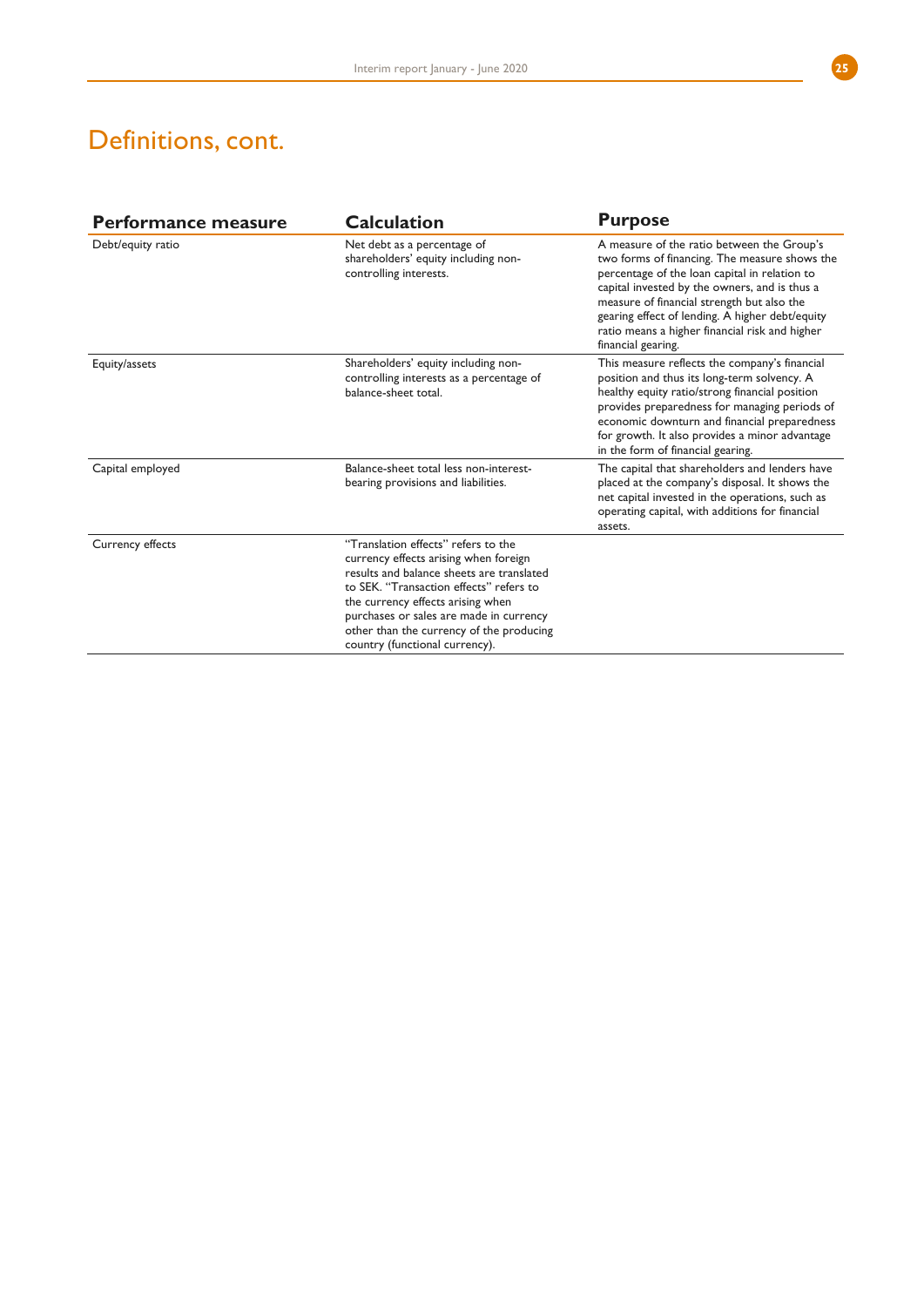# Definitions, cont.

| Performance measure | Calculation | Purpose |
|---|---|---|
| Debt/equity ratio | Net debt as a percentage of shareholders' equity including non-controlling interests. | A measure of the ratio between the Group's two forms of financing. The measure shows the percentage of the loan capital in relation to capital invested by the owners, and is thus a measure of financial strength but also the gearing effect of lending. A higher debt/equity ratio means a higher financial risk and higher financial gearing. |
| Equity/assets | Shareholders' equity including non-controlling interests as a percentage of balance-sheet total. | This measure reflects the company's financial position and thus its long-term solvency. A healthy equity ratio/strong financial position provides preparedness for managing periods of economic downturn and financial preparedness for growth. It also provides a minor advantage in the form of financial gearing. |
| Capital employed | Balance-sheet total less non-interest-bearing provisions and liabilities. | The capital that shareholders and lenders have placed at the company's disposal. It shows the net capital invested in the operations, such as operating capital, with additions for financial assets. |
| Currency effects | "Translation effects" refers to the currency effects arising when foreign results and balance sheets are translated to SEK. "Transaction effects" refers to the currency effects arising when purchases or sales are made in currency other than the currency of the producing country (functional currency). | |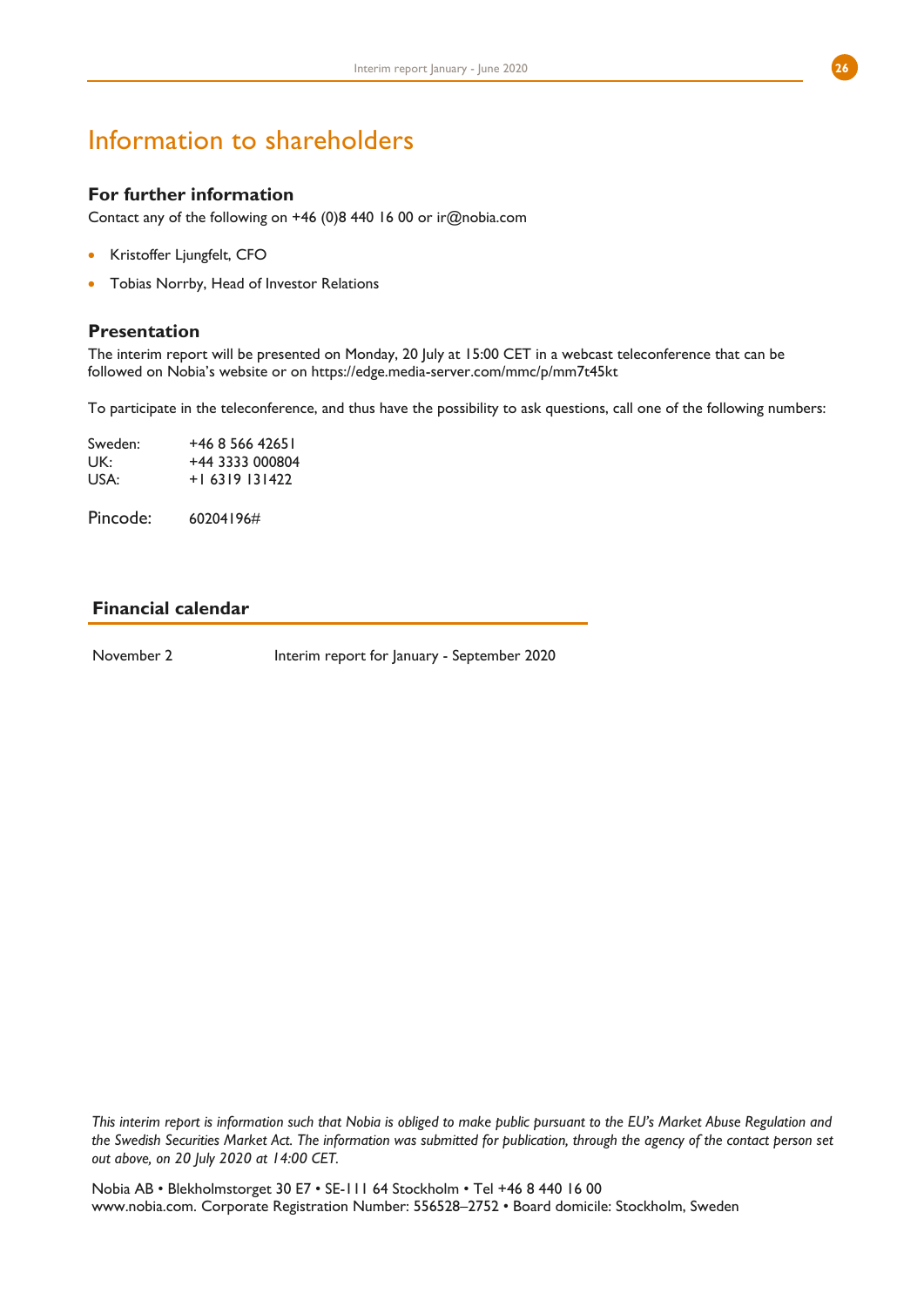# Information to shareholders

## For further information

Contact any of the following on +46 (0)8 440 16 00 or ir@nobia.com

- Kristoffer Ljungfelt, CFO
- Tobias Norrby, Head of Investor Relations

## Presentation

The interim report will be presented on Monday, 20 July at 15:00 CET in a webcast teleconference that can be followed on Nobia's website or on https://edge.media-server.com/mmc/p/mm7t45kt

To participate in the teleconference, and thus have the possibility to ask questions, call one of the following numbers:

| | |
|---|---|
| Sweden: | +46 8 566 42651 |
| UK: | +44 3333 000804 |
| USA: | +1 6319 131422 |

Pincode: 60204196#

## Financial calendar

| | |
|---|---|
| November 2 | Interim report for January - September 2020 |

*This interim report is information such that Nobia is obliged to make public pursuant to the EU's Market Abuse Regulation and the Swedish Securities Market Act. The information was submitted for publication, through the agency of the contact person set out above, on 20 July 2020 at 14:00 CET.*

Nobia AB • Blekholmstorget 30 E7 • SE-111 64 Stockholm • Tel +46 8 440 16 00
www.nobia.com. Corporate Registration Number: 556528–2752 • Board domicile: Stockholm, Sweden